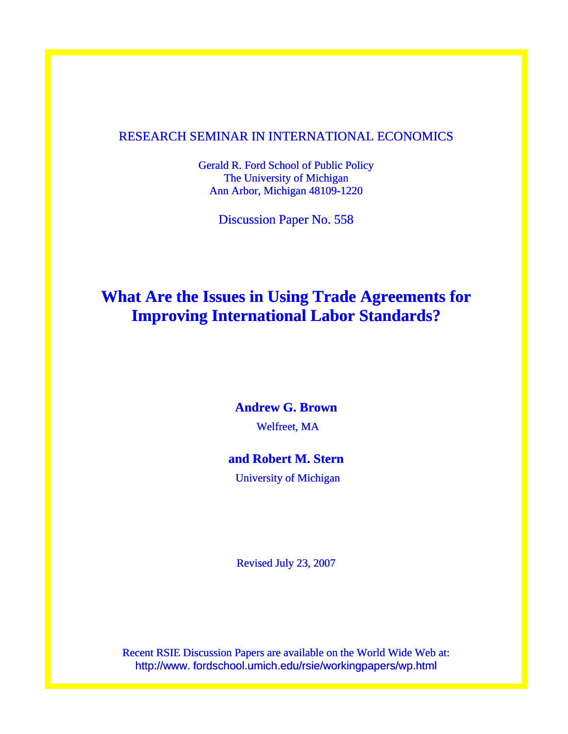RESEARCH SEMINAR IN INTERNATIONAL ECONOMICS

Gerald R. Ford School of Public Policy
The University of Michigan
Ann Arbor, Michigan 48109-1220

Discussion Paper No. 558

# What Are the Issues in Using Trade Agreements for Improving International Labor Standards?

**Andrew G. Brown**

Welfreet, MA

**and Robert M. Stern**

University of Michigan

Revised July 23, 2007

Recent RSIE Discussion Papers are available on the World Wide Web at:
http://www. fordschool.umich.edu/rsie/workingpapers/wp.html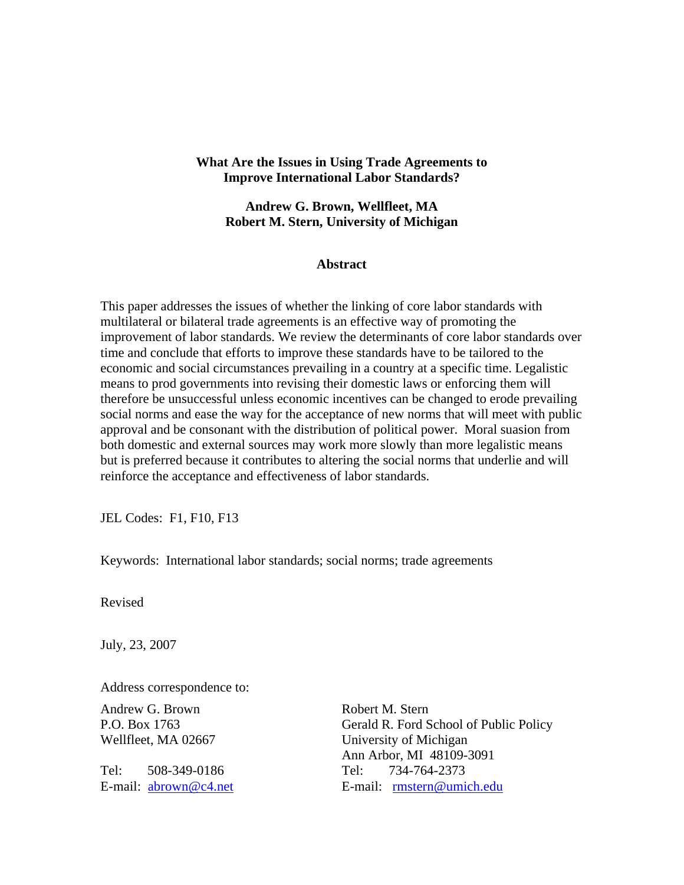**What Are the Issues in Using Trade Agreements to Improve International Labor Standards?**

**Andrew G. Brown, Wellfleet, MA**
**Robert M. Stern, University of Michigan**

**Abstract**

This paper addresses the issues of whether the linking of core labor standards with multilateral or bilateral trade agreements is an effective way of promoting the improvement of labor standards. We review the determinants of core labor standards over time and conclude that efforts to improve these standards have to be tailored to the economic and social circumstances prevailing in a country at a specific time. Legalistic means to prod governments into revising their domestic laws or enforcing them will therefore be unsuccessful unless economic incentives can be changed to erode prevailing social norms and ease the way for the acceptance of new norms that will meet with public approval and be consonant with the distribution of political power. Moral suasion from both domestic and external sources may work more slowly than more legalistic means but is preferred because it contributes to altering the social norms that underlie and will reinforce the acceptance and effectiveness of labor standards.

JEL Codes: F1, F10, F13

Keywords: International labor standards; social norms; trade agreements

Revised

July, 23, 2007

Address correspondence to:

Andrew G. Brown
P.O. Box 1763
Wellfleet, MA 02667

Tel: 508-349-0186
E-mail: abrown@c4.net

Robert M. Stern
Gerald R. Ford School of Public Policy
University of Michigan
Ann Arbor, MI 48109-3091
Tel: 734-764-2373
E-mail: rmstern@umich.edu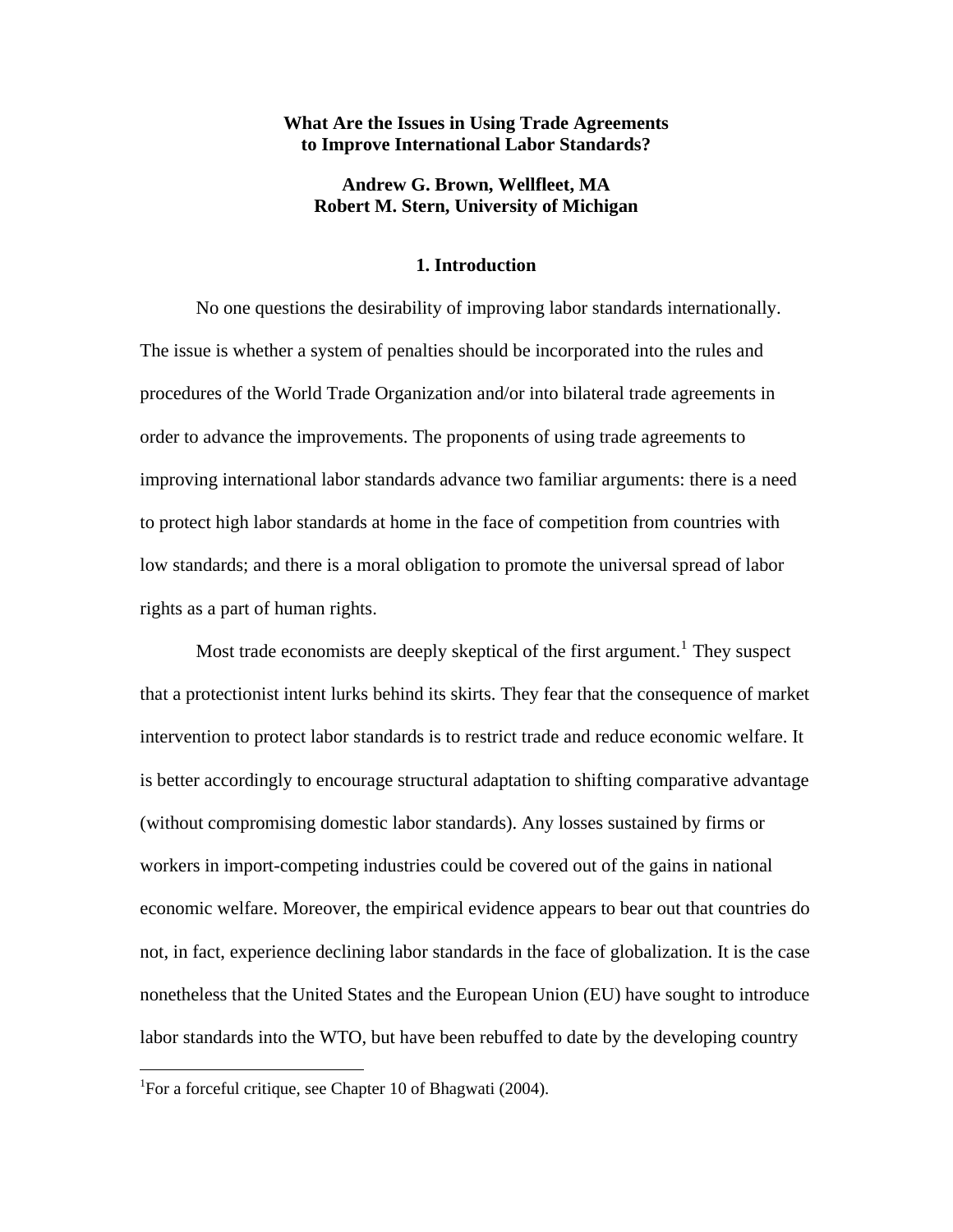# What Are the Issues in Using Trade Agreements to Improve International Labor Standards?

**Andrew G. Brown, Wellfleet, MA**
**Robert M. Stern, University of Michigan**

## 1. Introduction

No one questions the desirability of improving labor standards internationally. The issue is whether a system of penalties should be incorporated into the rules and procedures of the World Trade Organization and/or into bilateral trade agreements in order to advance the improvements. The proponents of using trade agreements to improving international labor standards advance two familiar arguments: there is a need to protect high labor standards at home in the face of competition from countries with low standards; and there is a moral obligation to promote the universal spread of labor rights as a part of human rights.

Most trade economists are deeply skeptical of the first argument.[1] They suspect that a protectionist intent lurks behind its skirts. They fear that the consequence of market intervention to protect labor standards is to restrict trade and reduce economic welfare. It is better accordingly to encourage structural adaptation to shifting comparative advantage (without compromising domestic labor standards). Any losses sustained by firms or workers in import-competing industries could be covered out of the gains in national economic welfare. Moreover, the empirical evidence appears to bear out that countries do not, in fact, experience declining labor standards in the face of globalization. It is the case nonetheless that the United States and the European Union (EU) have sought to introduce labor standards into the WTO, but have been rebuffed to date by the developing country

[1]For a forceful critique, see Chapter 10 of Bhagwati (2004).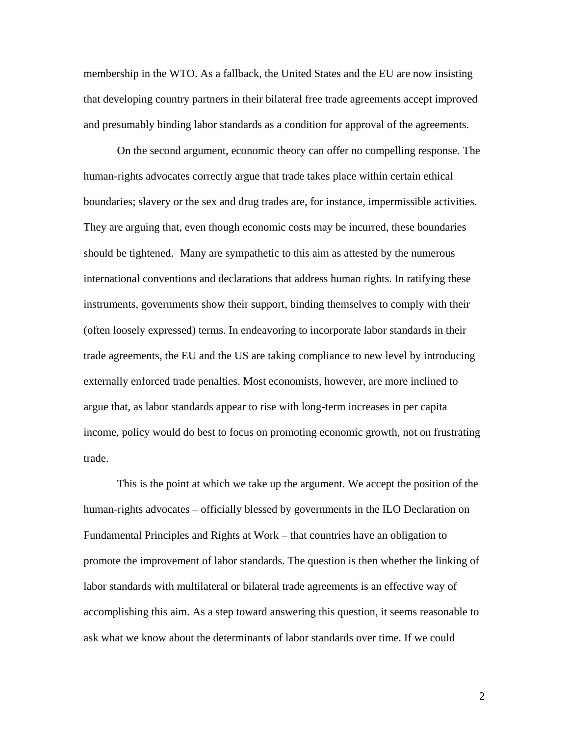membership in the WTO. As a fallback, the United States and the EU are now insisting that developing country partners in their bilateral free trade agreements accept improved and presumably binding labor standards as a condition for approval of the agreements.

On the second argument, economic theory can offer no compelling response. The human-rights advocates correctly argue that trade takes place within certain ethical boundaries; slavery or the sex and drug trades are, for instance, impermissible activities. They are arguing that, even though economic costs may be incurred, these boundaries should be tightened. Many are sympathetic to this aim as attested by the numerous international conventions and declarations that address human rights. In ratifying these instruments, governments show their support, binding themselves to comply with their (often loosely expressed) terms. In endeavoring to incorporate labor standards in their trade agreements, the EU and the US are taking compliance to new level by introducing externally enforced trade penalties. Most economists, however, are more inclined to argue that, as labor standards appear to rise with long-term increases in per capita income, policy would do best to focus on promoting economic growth, not on frustrating trade.

This is the point at which we take up the argument. We accept the position of the human-rights advocates – officially blessed by governments in the ILO Declaration on Fundamental Principles and Rights at Work – that countries have an obligation to promote the improvement of labor standards. The question is then whether the linking of labor standards with multilateral or bilateral trade agreements is an effective way of accomplishing this aim. As a step toward answering this question, it seems reasonable to ask what we know about the determinants of labor standards over time. If we could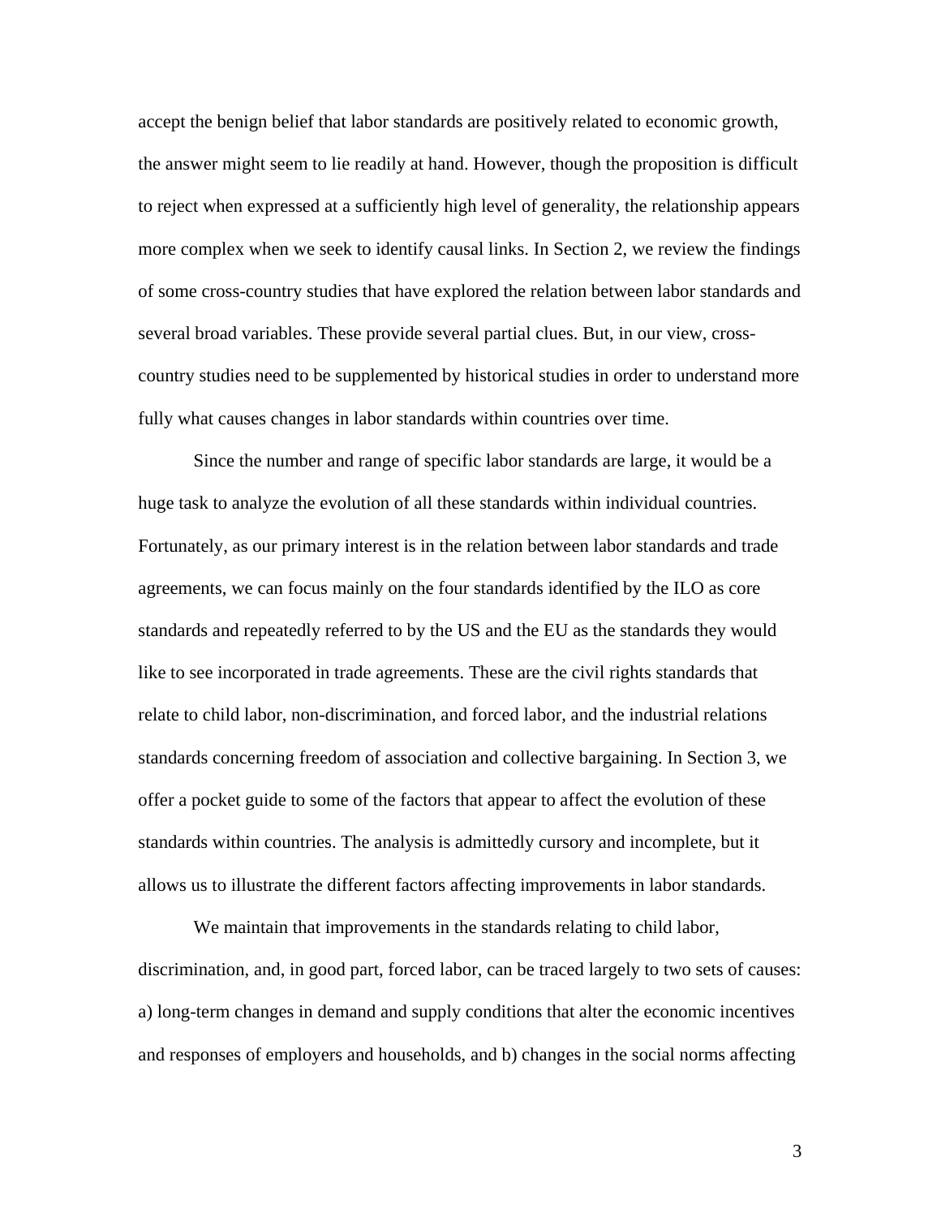accept the benign belief that labor standards are positively related to economic growth, the answer might seem to lie readily at hand. However, though the proposition is difficult to reject when expressed at a sufficiently high level of generality, the relationship appears more complex when we seek to identify causal links. In Section 2, we review the findings of some cross-country studies that have explored the relation between labor standards and several broad variables. These provide several partial clues. But, in our view, cross-country studies need to be supplemented by historical studies in order to understand more fully what causes changes in labor standards within countries over time.

Since the number and range of specific labor standards are large, it would be a huge task to analyze the evolution of all these standards within individual countries. Fortunately, as our primary interest is in the relation between labor standards and trade agreements, we can focus mainly on the four standards identified by the ILO as core standards and repeatedly referred to by the US and the EU as the standards they would like to see incorporated in trade agreements. These are the civil rights standards that relate to child labor, non-discrimination, and forced labor, and the industrial relations standards concerning freedom of association and collective bargaining. In Section 3, we offer a pocket guide to some of the factors that appear to affect the evolution of these standards within countries. The analysis is admittedly cursory and incomplete, but it allows us to illustrate the different factors affecting improvements in labor standards.

We maintain that improvements in the standards relating to child labor, discrimination, and, in good part, forced labor, can be traced largely to two sets of causes: a) long-term changes in demand and supply conditions that alter the economic incentives and responses of employers and households, and b) changes in the social norms affecting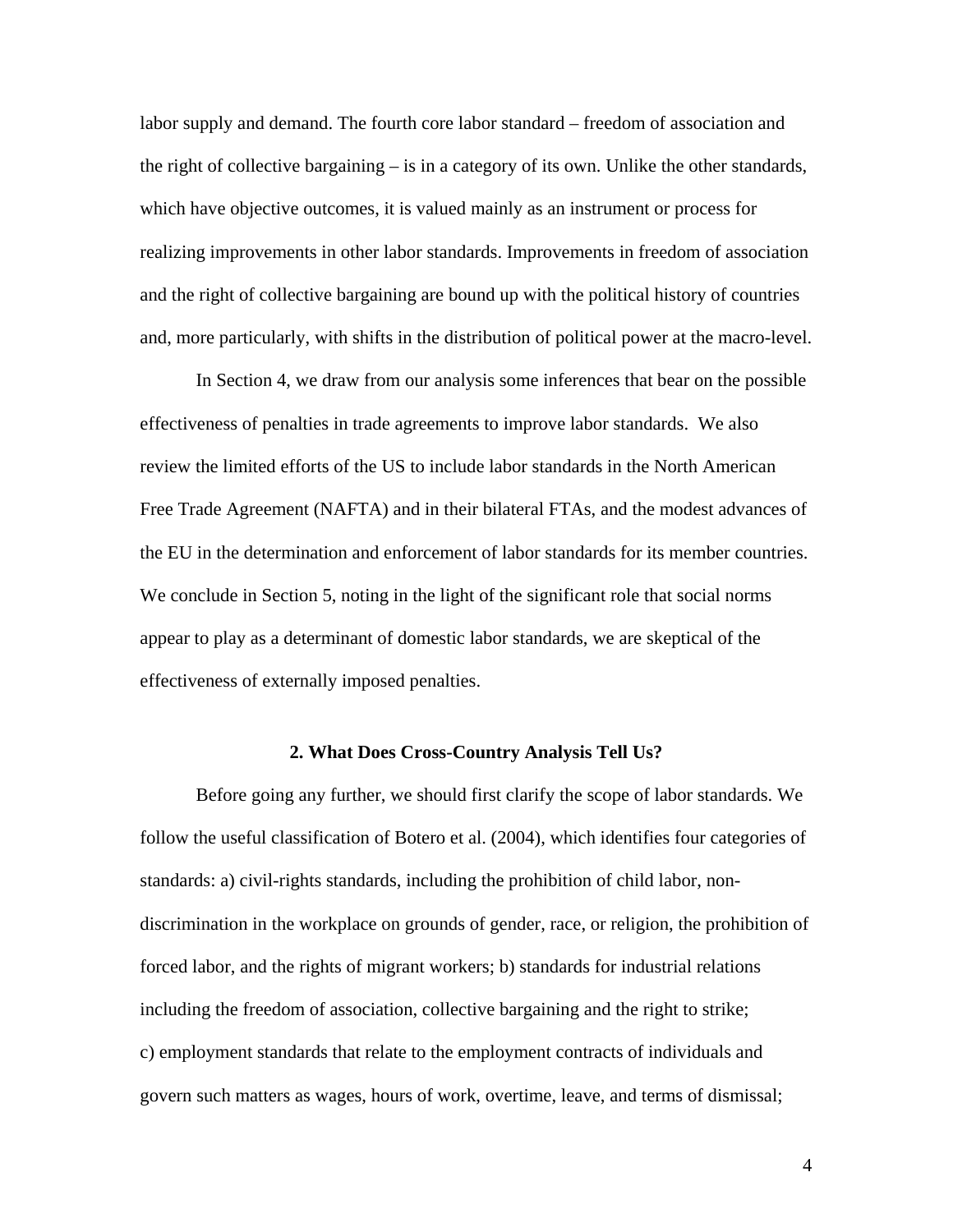labor supply and demand. The fourth core labor standard – freedom of association and the right of collective bargaining – is in a category of its own. Unlike the other standards, which have objective outcomes, it is valued mainly as an instrument or process for realizing improvements in other labor standards. Improvements in freedom of association and the right of collective bargaining are bound up with the political history of countries and, more particularly, with shifts in the distribution of political power at the macro-level.

In Section 4, we draw from our analysis some inferences that bear on the possible effectiveness of penalties in trade agreements to improve labor standards. We also review the limited efforts of the US to include labor standards in the North American Free Trade Agreement (NAFTA) and in their bilateral FTAs, and the modest advances of the EU in the determination and enforcement of labor standards for its member countries. We conclude in Section 5, noting in the light of the significant role that social norms appear to play as a determinant of domestic labor standards, we are skeptical of the effectiveness of externally imposed penalties.

## 2. What Does Cross-Country Analysis Tell Us?

Before going any further, we should first clarify the scope of labor standards. We follow the useful classification of Botero et al. (2004), which identifies four categories of standards: a) civil-rights standards, including the prohibition of child labor, non-discrimination in the workplace on grounds of gender, race, or religion, the prohibition of forced labor, and the rights of migrant workers; b) standards for industrial relations including the freedom of association, collective bargaining and the right to strike; c) employment standards that relate to the employment contracts of individuals and govern such matters as wages, hours of work, overtime, leave, and terms of dismissal;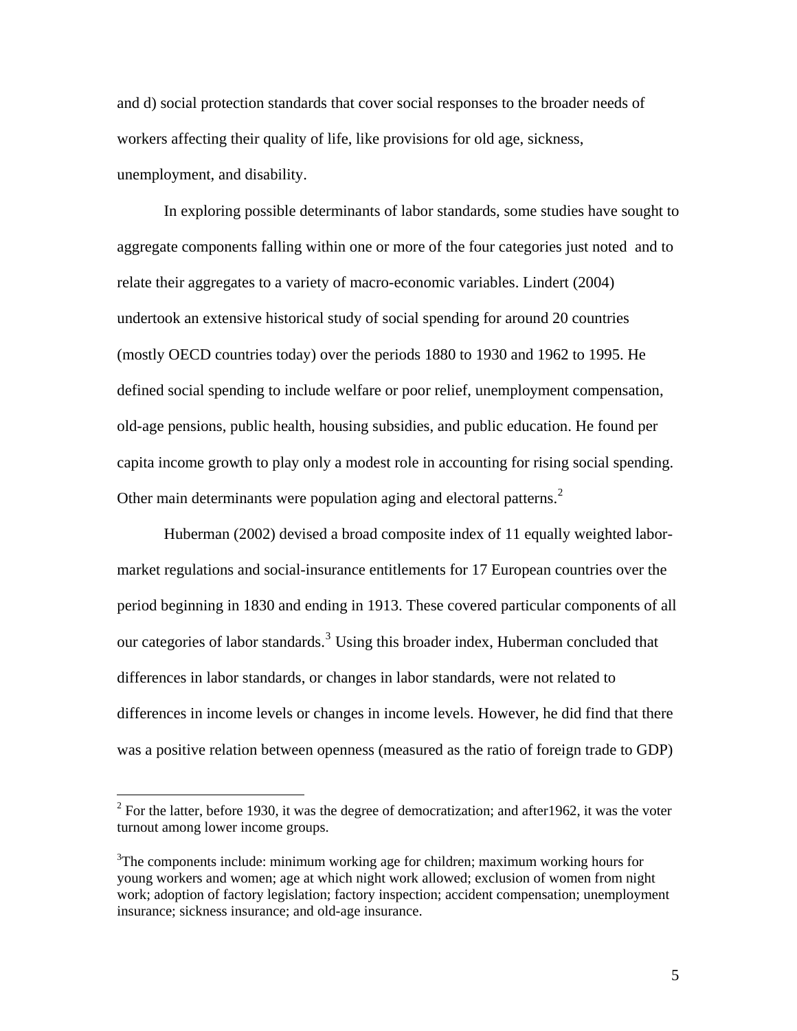and d) social protection standards that cover social responses to the broader needs of workers affecting their quality of life, like provisions for old age, sickness, unemployment, and disability.

In exploring possible determinants of labor standards, some studies have sought to aggregate components falling within one or more of the four categories just noted and to relate their aggregates to a variety of macro-economic variables. Lindert (2004) undertook an extensive historical study of social spending for around 20 countries (mostly OECD countries today) over the periods 1880 to 1930 and 1962 to 1995. He defined social spending to include welfare or poor relief, unemployment compensation, old-age pensions, public health, housing subsidies, and public education. He found per capita income growth to play only a modest role in accounting for rising social spending. Other main determinants were population aging and electoral patterns.[2]

Huberman (2002) devised a broad composite index of 11 equally weighted labor-market regulations and social-insurance entitlements for 17 European countries over the period beginning in 1830 and ending in 1913. These covered particular components of all our categories of labor standards.[3] Using this broader index, Huberman concluded that differences in labor standards, or changes in labor standards, were not related to differences in income levels or changes in income levels. However, he did find that there was a positive relation between openness (measured as the ratio of foreign trade to GDP)

---

[2] For the latter, before 1930, it was the degree of democratization; and after1962, it was the voter turnout among lower income groups.

[3] The components include: minimum working age for children; maximum working hours for young workers and women; age at which night work allowed; exclusion of women from night work; adoption of factory legislation; factory inspection; accident compensation; unemployment insurance; sickness insurance; and old-age insurance.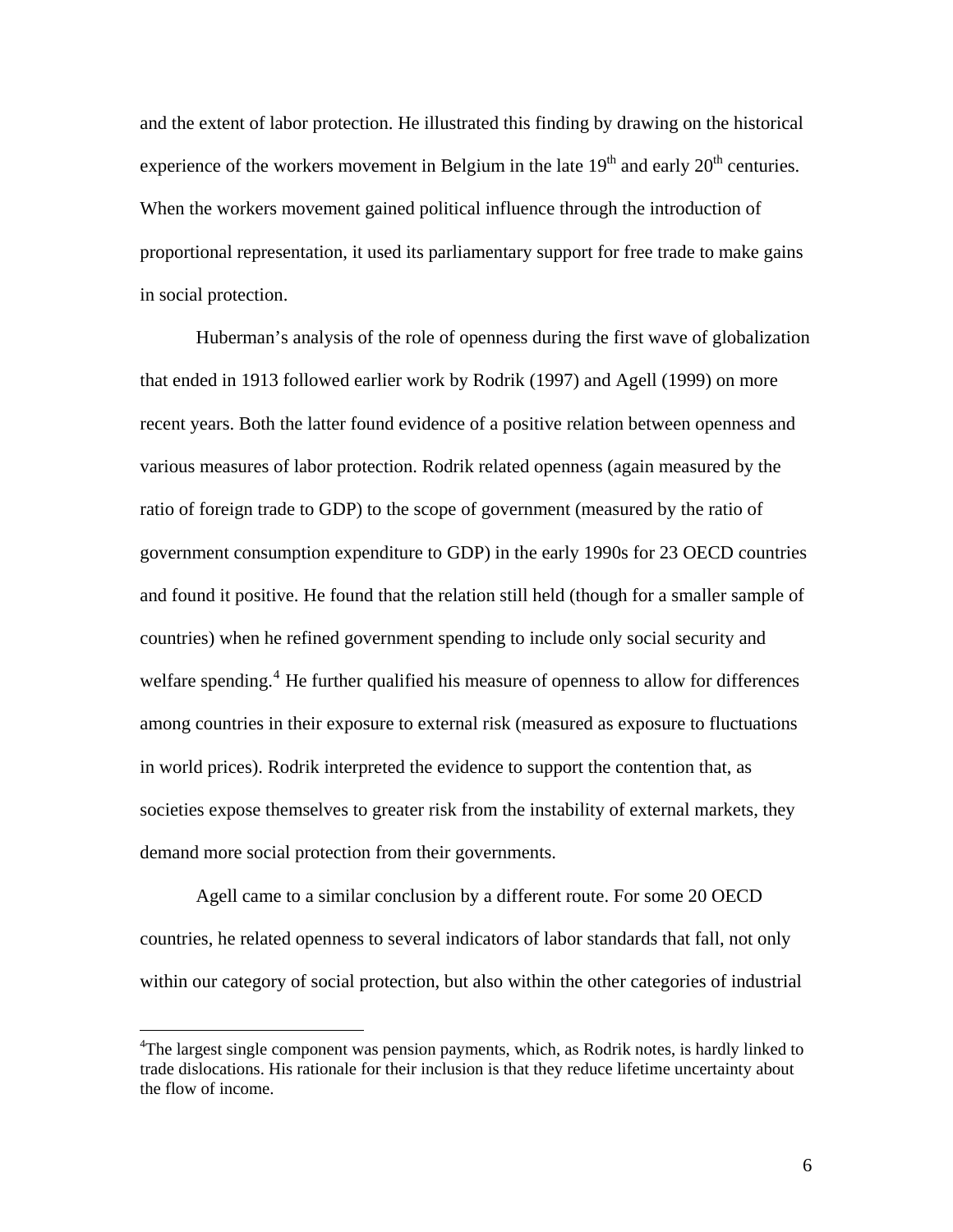and the extent of labor protection. He illustrated this finding by drawing on the historical experience of the workers movement in Belgium in the late 19th and early 20th centuries. When the workers movement gained political influence through the introduction of proportional representation, it used its parliamentary support for free trade to make gains in social protection.

Huberman's analysis of the role of openness during the first wave of globalization that ended in 1913 followed earlier work by Rodrik (1997) and Agell (1999) on more recent years. Both the latter found evidence of a positive relation between openness and various measures of labor protection. Rodrik related openness (again measured by the ratio of foreign trade to GDP) to the scope of government (measured by the ratio of government consumption expenditure to GDP) in the early 1990s for 23 OECD countries and found it positive. He found that the relation still held (though for a smaller sample of countries) when he refined government spending to include only social security and welfare spending.[4] He further qualified his measure of openness to allow for differences among countries in their exposure to external risk (measured as exposure to fluctuations in world prices). Rodrik interpreted the evidence to support the contention that, as societies expose themselves to greater risk from the instability of external markets, they demand more social protection from their governments.

Agell came to a similar conclusion by a different route. For some 20 OECD countries, he related openness to several indicators of labor standards that fall, not only within our category of social protection, but also within the other categories of industrial

---

[4]The largest single component was pension payments, which, as Rodrik notes, is hardly linked to trade dislocations. His rationale for their inclusion is that they reduce lifetime uncertainty about the flow of income.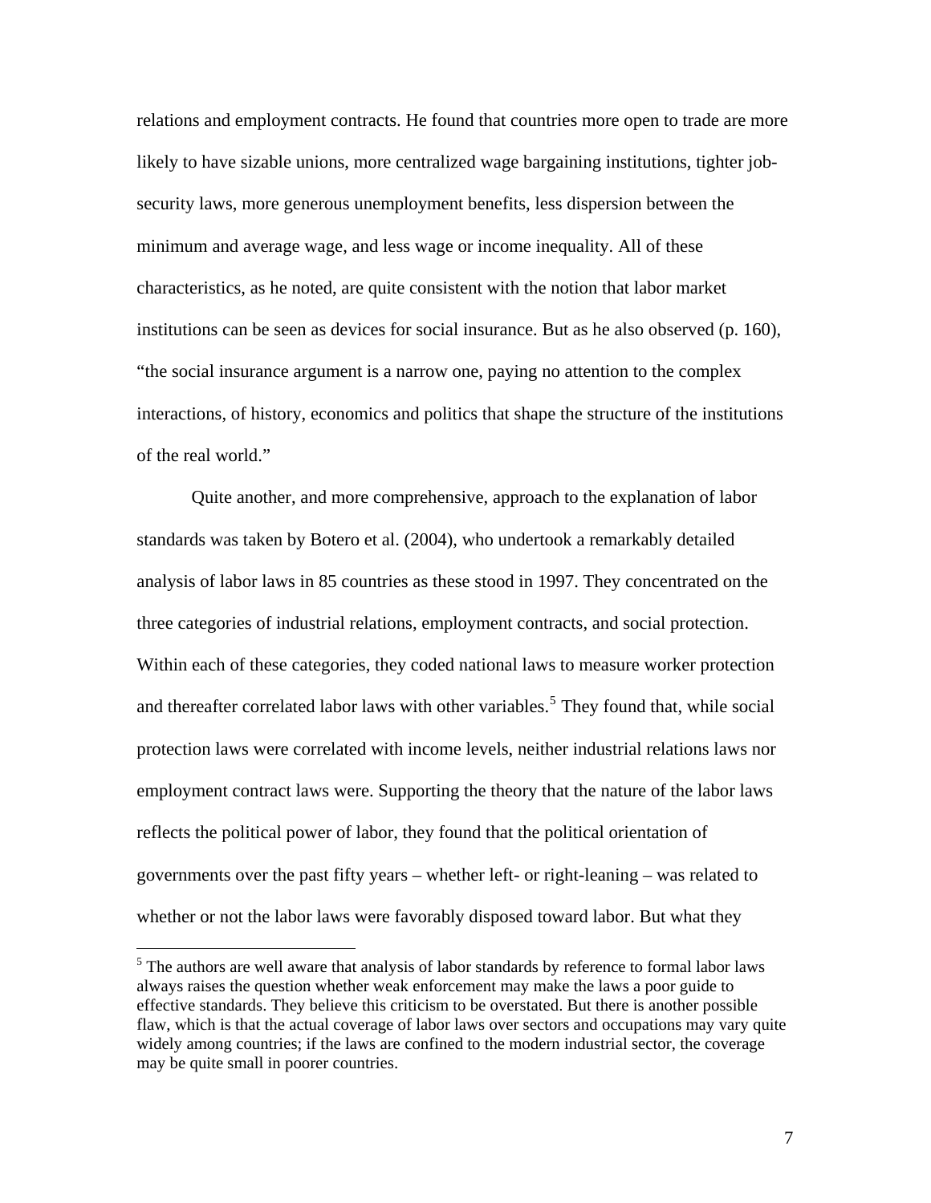relations and employment contracts. He found that countries more open to trade are more likely to have sizable unions, more centralized wage bargaining institutions, tighter job-security laws, more generous unemployment benefits, less dispersion between the minimum and average wage, and less wage or income inequality. All of these characteristics, as he noted, are quite consistent with the notion that labor market institutions can be seen as devices for social insurance. But as he also observed (p. 160), "the social insurance argument is a narrow one, paying no attention to the complex interactions, of history, economics and politics that shape the structure of the institutions of the real world."

Quite another, and more comprehensive, approach to the explanation of labor standards was taken by Botero et al. (2004), who undertook a remarkably detailed analysis of labor laws in 85 countries as these stood in 1997. They concentrated on the three categories of industrial relations, employment contracts, and social protection. Within each of these categories, they coded national laws to measure worker protection and thereafter correlated labor laws with other variables.[5] They found that, while social protection laws were correlated with income levels, neither industrial relations laws nor employment contract laws were. Supporting the theory that the nature of the labor laws reflects the political power of labor, they found that the political orientation of governments over the past fifty years – whether left- or right-leaning – was related to whether or not the labor laws were favorably disposed toward labor. But what they

[5] The authors are well aware that analysis of labor standards by reference to formal labor laws always raises the question whether weak enforcement may make the laws a poor guide to effective standards. They believe this criticism to be overstated. But there is another possible flaw, which is that the actual coverage of labor laws over sectors and occupations may vary quite widely among countries; if the laws are confined to the modern industrial sector, the coverage may be quite small in poorer countries.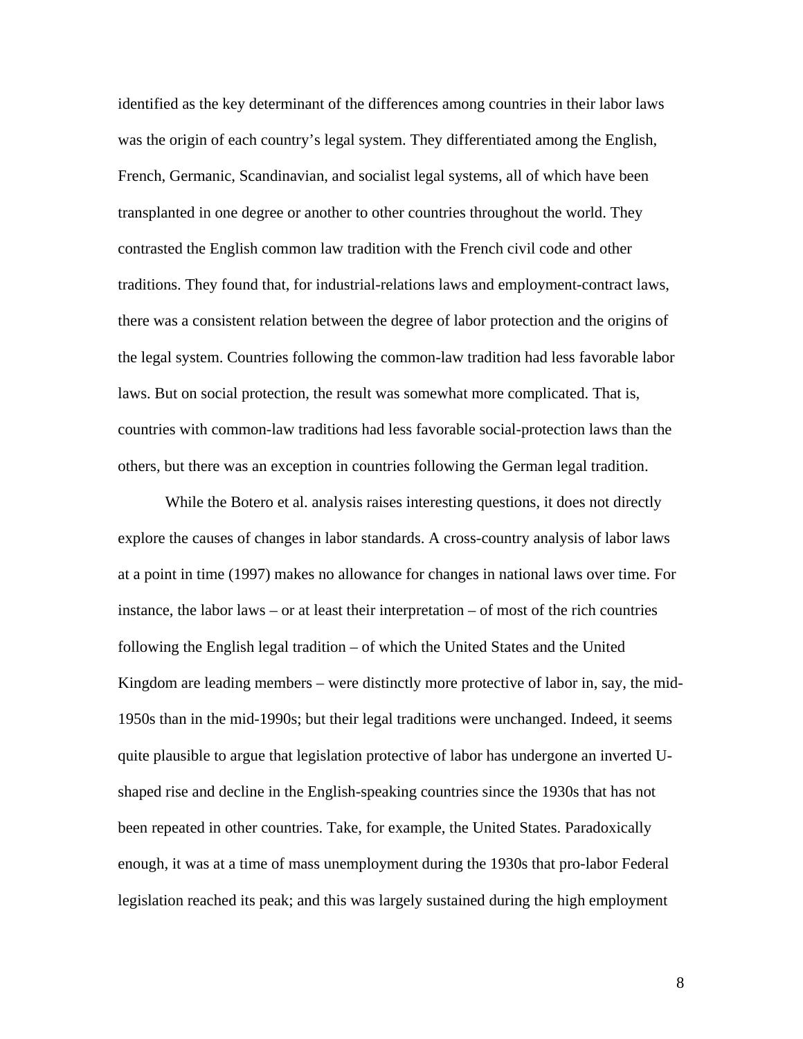identified as the key determinant of the differences among countries in their labor laws was the origin of each country's legal system. They differentiated among the English, French, Germanic, Scandinavian, and socialist legal systems, all of which have been transplanted in one degree or another to other countries throughout the world. They contrasted the English common law tradition with the French civil code and other traditions. They found that, for industrial-relations laws and employment-contract laws, there was a consistent relation between the degree of labor protection and the origins of the legal system. Countries following the common-law tradition had less favorable labor laws. But on social protection, the result was somewhat more complicated. That is, countries with common-law traditions had less favorable social-protection laws than the others, but there was an exception in countries following the German legal tradition.

While the Botero et al. analysis raises interesting questions, it does not directly explore the causes of changes in labor standards. A cross-country analysis of labor laws at a point in time (1997) makes no allowance for changes in national laws over time. For instance, the labor laws – or at least their interpretation – of most of the rich countries following the English legal tradition – of which the United States and the United Kingdom are leading members – were distinctly more protective of labor in, say, the mid-1950s than in the mid-1990s; but their legal traditions were unchanged. Indeed, it seems quite plausible to argue that legislation protective of labor has undergone an inverted U-shaped rise and decline in the English-speaking countries since the 1930s that has not been repeated in other countries. Take, for example, the United States. Paradoxically enough, it was at a time of mass unemployment during the 1930s that pro-labor Federal legislation reached its peak; and this was largely sustained during the high employment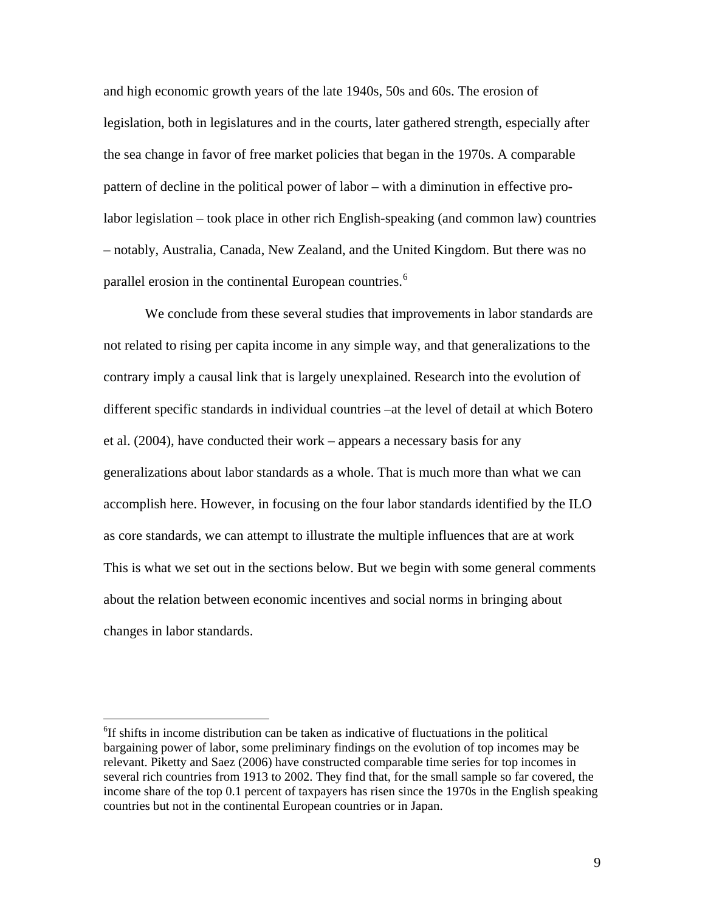and high economic growth years of the late 1940s, 50s and 60s. The erosion of legislation, both in legislatures and in the courts, later gathered strength, especially after the sea change in favor of free market policies that began in the 1970s. A comparable pattern of decline in the political power of labor – with a diminution in effective pro-labor legislation – took place in other rich English-speaking (and common law) countries – notably, Australia, Canada, New Zealand, and the United Kingdom. But there was no parallel erosion in the continental European countries.[6]

We conclude from these several studies that improvements in labor standards are not related to rising per capita income in any simple way, and that generalizations to the contrary imply a causal link that is largely unexplained. Research into the evolution of different specific standards in individual countries –at the level of detail at which Botero et al. (2004), have conducted their work – appears a necessary basis for any generalizations about labor standards as a whole. That is much more than what we can accomplish here. However, in focusing on the four labor standards identified by the ILO as core standards, we can attempt to illustrate the multiple influences that are at work This is what we set out in the sections below. But we begin with some general comments about the relation between economic incentives and social norms in bringing about changes in labor standards.

---

[6]If shifts in income distribution can be taken as indicative of fluctuations in the political bargaining power of labor, some preliminary findings on the evolution of top incomes may be relevant. Piketty and Saez (2006) have constructed comparable time series for top incomes in several rich countries from 1913 to 2002. They find that, for the small sample so far covered, the income share of the top 0.1 percent of taxpayers has risen since the 1970s in the English speaking countries but not in the continental European countries or in Japan.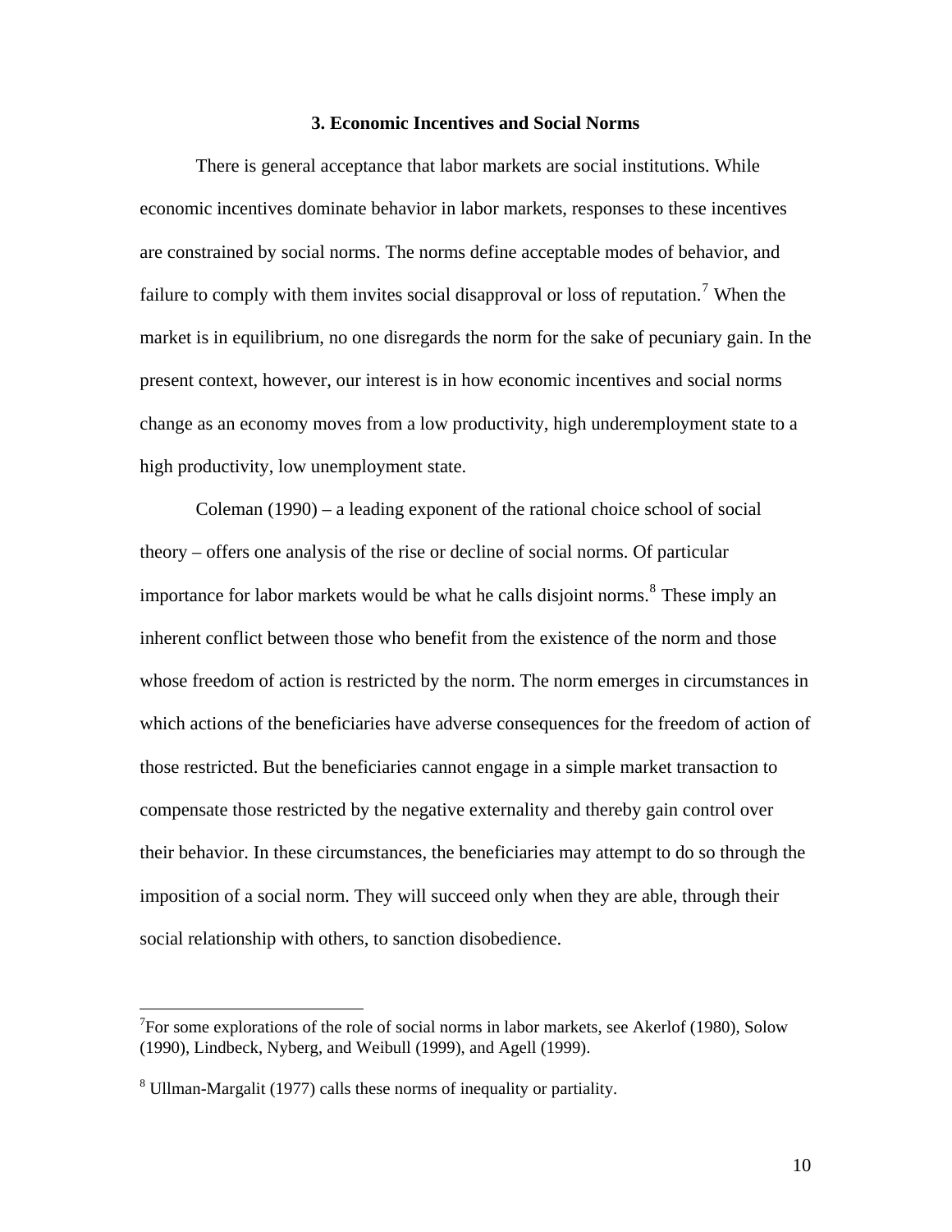## 3. Economic Incentives and Social Norms

There is general acceptance that labor markets are social institutions. While economic incentives dominate behavior in labor markets, responses to these incentives are constrained by social norms. The norms define acceptable modes of behavior, and failure to comply with them invites social disapproval or loss of reputation.[7] When the market is in equilibrium, no one disregards the norm for the sake of pecuniary gain. In the present context, however, our interest is in how economic incentives and social norms change as an economy moves from a low productivity, high underemployment state to a high productivity, low unemployment state.

Coleman (1990) – a leading exponent of the rational choice school of social theory – offers one analysis of the rise or decline of social norms. Of particular importance for labor markets would be what he calls disjoint norms.[8] These imply an inherent conflict between those who benefit from the existence of the norm and those whose freedom of action is restricted by the norm. The norm emerges in circumstances in which actions of the beneficiaries have adverse consequences for the freedom of action of those restricted. But the beneficiaries cannot engage in a simple market transaction to compensate those restricted by the negative externality and thereby gain control over their behavior. In these circumstances, the beneficiaries may attempt to do so through the imposition of a social norm. They will succeed only when they are able, through their social relationship with others, to sanction disobedience.

---

[7] For some explorations of the role of social norms in labor markets, see Akerlof (1980), Solow (1990), Lindbeck, Nyberg, and Weibull (1999), and Agell (1999).

[8] Ullman-Margalit (1977) calls these norms of inequality or partiality.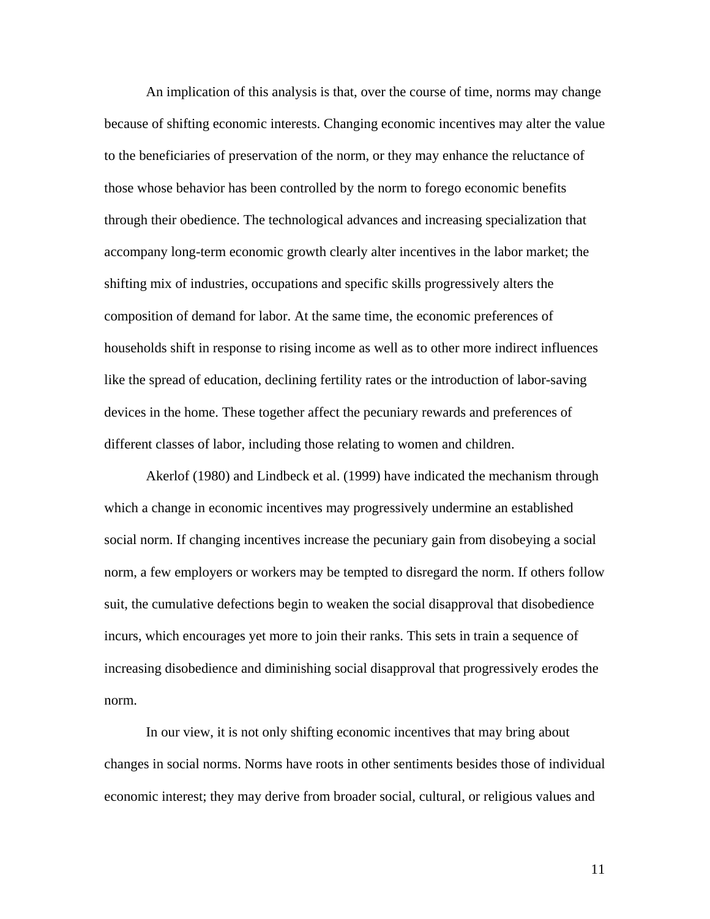An implication of this analysis is that, over the course of time, norms may change because of shifting economic interests. Changing economic incentives may alter the value to the beneficiaries of preservation of the norm, or they may enhance the reluctance of those whose behavior has been controlled by the norm to forego economic benefits through their obedience. The technological advances and increasing specialization that accompany long-term economic growth clearly alter incentives in the labor market; the shifting mix of industries, occupations and specific skills progressively alters the composition of demand for labor. At the same time, the economic preferences of households shift in response to rising income as well as to other more indirect influences like the spread of education, declining fertility rates or the introduction of labor-saving devices in the home. These together affect the pecuniary rewards and preferences of different classes of labor, including those relating to women and children.

Akerlof (1980) and Lindbeck et al. (1999) have indicated the mechanism through which a change in economic incentives may progressively undermine an established social norm. If changing incentives increase the pecuniary gain from disobeying a social norm, a few employers or workers may be tempted to disregard the norm. If others follow suit, the cumulative defections begin to weaken the social disapproval that disobedience incurs, which encourages yet more to join their ranks. This sets in train a sequence of increasing disobedience and diminishing social disapproval that progressively erodes the norm.

In our view, it is not only shifting economic incentives that may bring about changes in social norms. Norms have roots in other sentiments besides those of individual economic interest; they may derive from broader social, cultural, or religious values and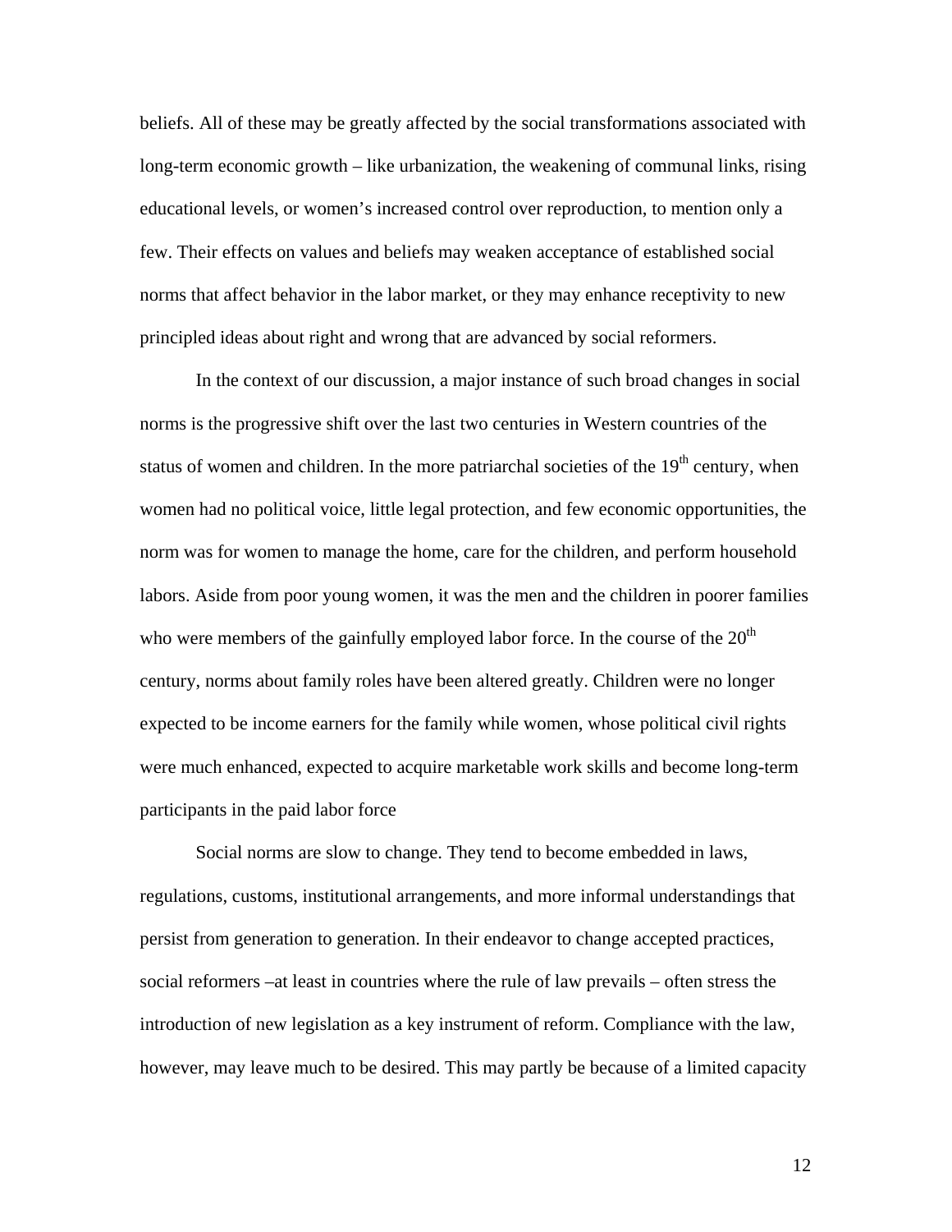beliefs. All of these may be greatly affected by the social transformations associated with long-term economic growth – like urbanization, the weakening of communal links, rising educational levels, or women's increased control over reproduction, to mention only a few. Their effects on values and beliefs may weaken acceptance of established social norms that affect behavior in the labor market, or they may enhance receptivity to new principled ideas about right and wrong that are advanced by social reformers.

In the context of our discussion, a major instance of such broad changes in social norms is the progressive shift over the last two centuries in Western countries of the status of women and children. In the more patriarchal societies of the 19th century, when women had no political voice, little legal protection, and few economic opportunities, the norm was for women to manage the home, care for the children, and perform household labors. Aside from poor young women, it was the men and the children in poorer families who were members of the gainfully employed labor force. In the course of the 20th century, norms about family roles have been altered greatly. Children were no longer expected to be income earners for the family while women, whose political civil rights were much enhanced, expected to acquire marketable work skills and become long-term participants in the paid labor force

Social norms are slow to change. They tend to become embedded in laws, regulations, customs, institutional arrangements, and more informal understandings that persist from generation to generation. In their endeavor to change accepted practices, social reformers –at least in countries where the rule of law prevails – often stress the introduction of new legislation as a key instrument of reform. Compliance with the law, however, may leave much to be desired. This may partly be because of a limited capacity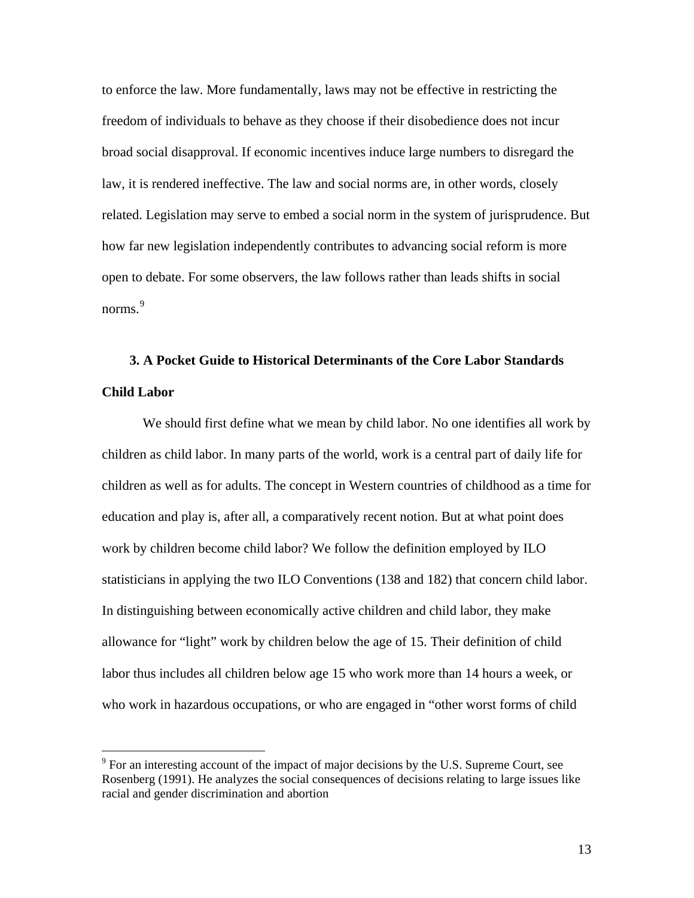to enforce the law. More fundamentally, laws may not be effective in restricting the freedom of individuals to behave as they choose if their disobedience does not incur broad social disapproval. If economic incentives induce large numbers to disregard the law, it is rendered ineffective. The law and social norms are, in other words, closely related. Legislation may serve to embed a social norm in the system of jurisprudence. But how far new legislation independently contributes to advancing social reform is more open to debate. For some observers, the law follows rather than leads shifts in social norms.[9]

## 3. A Pocket Guide to Historical Determinants of the Core Labor Standards

### Child Labor

We should first define what we mean by child labor. No one identifies all work by children as child labor. In many parts of the world, work is a central part of daily life for children as well as for adults. The concept in Western countries of childhood as a time for education and play is, after all, a comparatively recent notion. But at what point does work by children become child labor? We follow the definition employed by ILO statisticians in applying the two ILO Conventions (138 and 182) that concern child labor. In distinguishing between economically active children and child labor, they make allowance for "light" work by children below the age of 15. Their definition of child labor thus includes all children below age 15 who work more than 14 hours a week, or who work in hazardous occupations, or who are engaged in "other worst forms of child

[9] For an interesting account of the impact of major decisions by the U.S. Supreme Court, see Rosenberg (1991). He analyzes the social consequences of decisions relating to large issues like racial and gender discrimination and abortion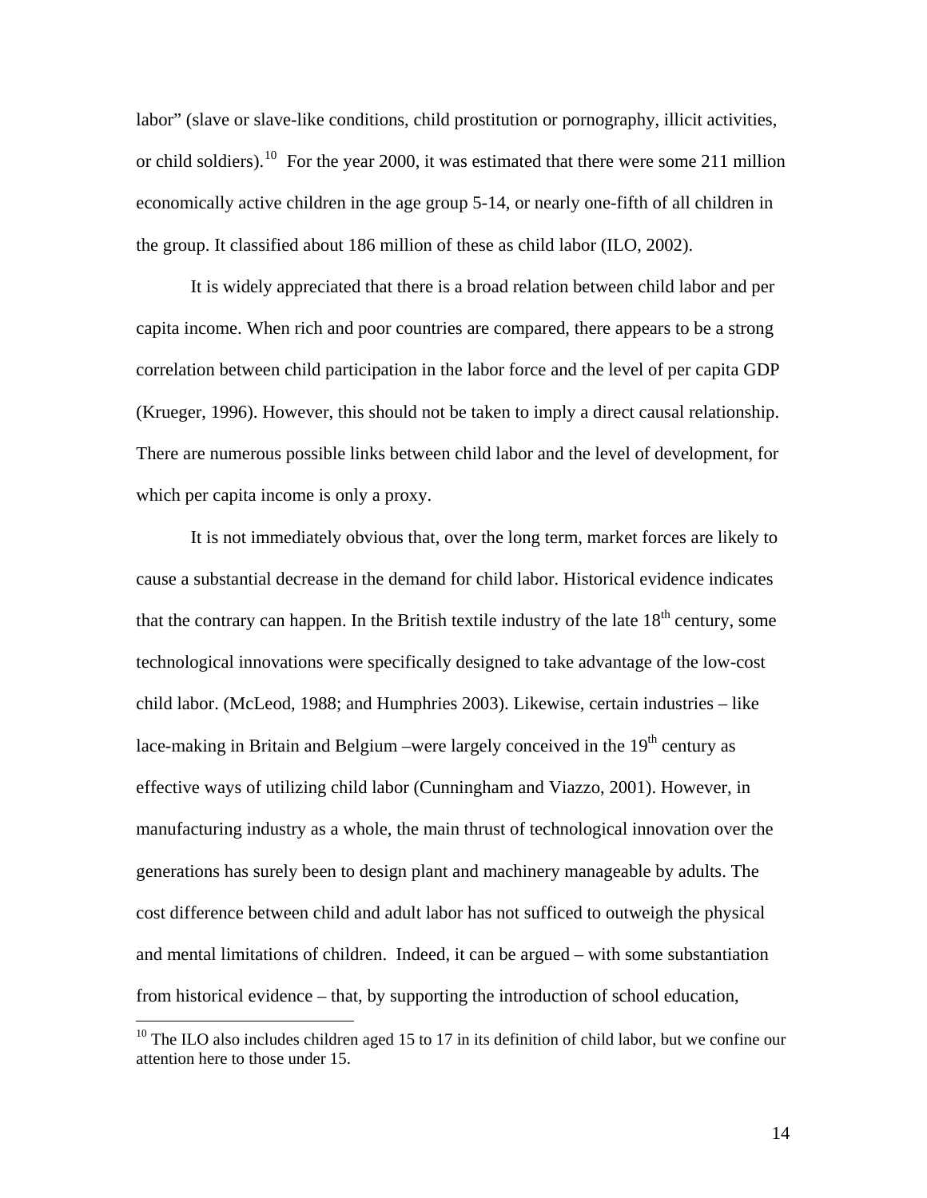labor" (slave or slave-like conditions, child prostitution or pornography, illicit activities, or child soldiers).[10] For the year 2000, it was estimated that there were some 211 million economically active children in the age group 5-14, or nearly one-fifth of all children in the group. It classified about 186 million of these as child labor (ILO, 2002).

It is widely appreciated that there is a broad relation between child labor and per capita income. When rich and poor countries are compared, there appears to be a strong correlation between child participation in the labor force and the level of per capita GDP (Krueger, 1996). However, this should not be taken to imply a direct causal relationship. There are numerous possible links between child labor and the level of development, for which per capita income is only a proxy.

It is not immediately obvious that, over the long term, market forces are likely to cause a substantial decrease in the demand for child labor. Historical evidence indicates that the contrary can happen. In the British textile industry of the late 18th century, some technological innovations were specifically designed to take advantage of the low-cost child labor. (McLeod, 1988; and Humphries 2003). Likewise, certain industries – like lace-making in Britain and Belgium –were largely conceived in the 19th century as effective ways of utilizing child labor (Cunningham and Viazzo, 2001). However, in manufacturing industry as a whole, the main thrust of technological innovation over the generations has surely been to design plant and machinery manageable by adults. The cost difference between child and adult labor has not sufficed to outweigh the physical and mental limitations of children. Indeed, it can be argued – with some substantiation from historical evidence – that, by supporting the introduction of school education,

[10] The ILO also includes children aged 15 to 17 in its definition of child labor, but we confine our attention here to those under 15.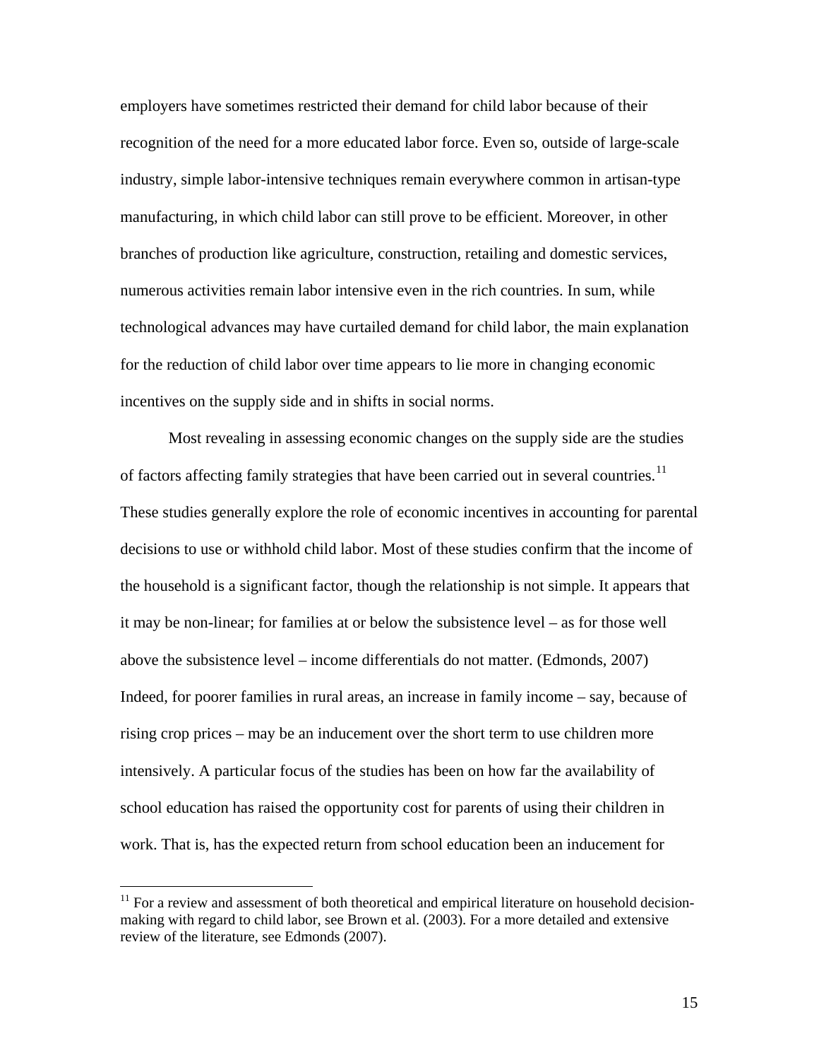employers have sometimes restricted their demand for child labor because of their recognition of the need for a more educated labor force. Even so, outside of large-scale industry, simple labor-intensive techniques remain everywhere common in artisan-type manufacturing, in which child labor can still prove to be efficient. Moreover, in other branches of production like agriculture, construction, retailing and domestic services, numerous activities remain labor intensive even in the rich countries. In sum, while technological advances may have curtailed demand for child labor, the main explanation for the reduction of child labor over time appears to lie more in changing economic incentives on the supply side and in shifts in social norms.

Most revealing in assessing economic changes on the supply side are the studies of factors affecting family strategies that have been carried out in several countries.[11] These studies generally explore the role of economic incentives in accounting for parental decisions to use or withhold child labor. Most of these studies confirm that the income of the household is a significant factor, though the relationship is not simple. It appears that it may be non-linear; for families at or below the subsistence level – as for those well above the subsistence level – income differentials do not matter. (Edmonds, 2007) Indeed, for poorer families in rural areas, an increase in family income – say, because of rising crop prices – may be an inducement over the short term to use children more intensively. A particular focus of the studies has been on how far the availability of school education has raised the opportunity cost for parents of using their children in work. That is, has the expected return from school education been an inducement for

[11] For a review and assessment of both theoretical and empirical literature on household decision-making with regard to child labor, see Brown et al. (2003). For a more detailed and extensive review of the literature, see Edmonds (2007).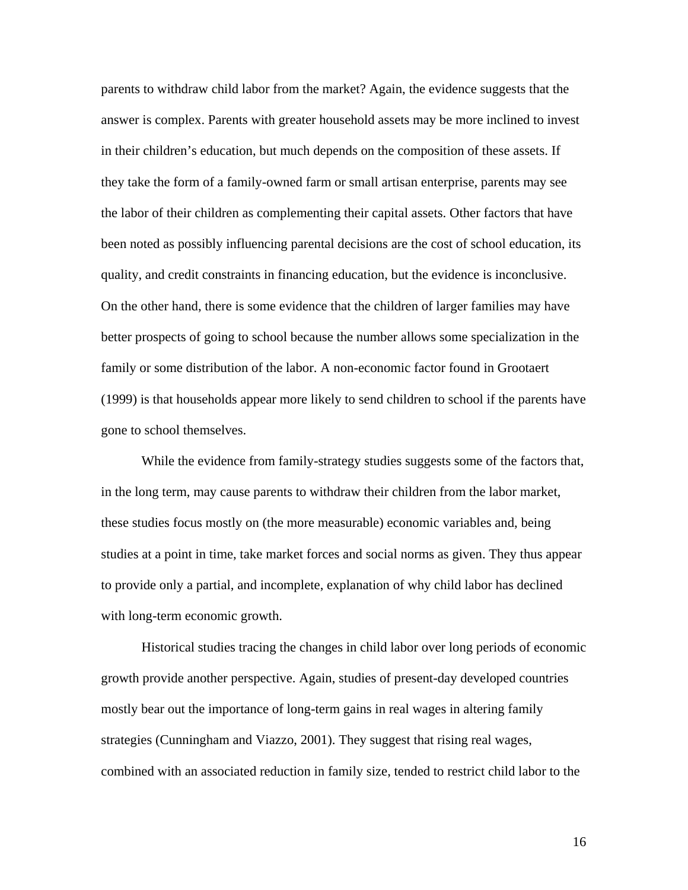parents to withdraw child labor from the market? Again, the evidence suggests that the answer is complex. Parents with greater household assets may be more inclined to invest in their children's education, but much depends on the composition of these assets. If they take the form of a family-owned farm or small artisan enterprise, parents may see the labor of their children as complementing their capital assets. Other factors that have been noted as possibly influencing parental decisions are the cost of school education, its quality, and credit constraints in financing education, but the evidence is inconclusive. On the other hand, there is some evidence that the children of larger families may have better prospects of going to school because the number allows some specialization in the family or some distribution of the labor. A non-economic factor found in Grootaert (1999) is that households appear more likely to send children to school if the parents have gone to school themselves.

While the evidence from family-strategy studies suggests some of the factors that, in the long term, may cause parents to withdraw their children from the labor market, these studies focus mostly on (the more measurable) economic variables and, being studies at a point in time, take market forces and social norms as given. They thus appear to provide only a partial, and incomplete, explanation of why child labor has declined with long-term economic growth.

Historical studies tracing the changes in child labor over long periods of economic growth provide another perspective. Again, studies of present-day developed countries mostly bear out the importance of long-term gains in real wages in altering family strategies (Cunningham and Viazzo, 2001). They suggest that rising real wages, combined with an associated reduction in family size, tended to restrict child labor to the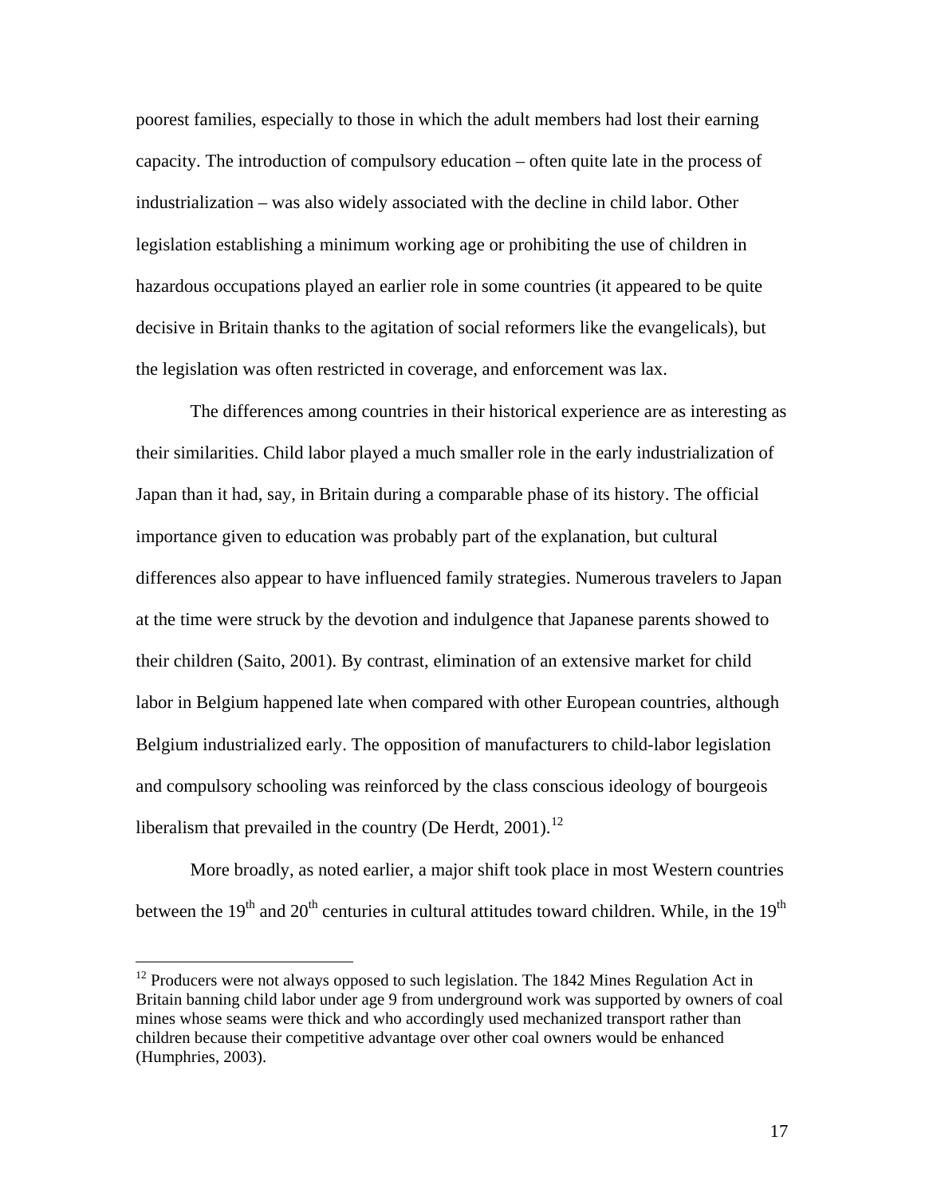poorest families, especially to those in which the adult members had lost their earning capacity. The introduction of compulsory education – often quite late in the process of industrialization – was also widely associated with the decline in child labor. Other legislation establishing a minimum working age or prohibiting the use of children in hazardous occupations played an earlier role in some countries (it appeared to be quite decisive in Britain thanks to the agitation of social reformers like the evangelicals), but the legislation was often restricted in coverage, and enforcement was lax.

The differences among countries in their historical experience are as interesting as their similarities. Child labor played a much smaller role in the early industrialization of Japan than it had, say, in Britain during a comparable phase of its history. The official importance given to education was probably part of the explanation, but cultural differences also appear to have influenced family strategies. Numerous travelers to Japan at the time were struck by the devotion and indulgence that Japanese parents showed to their children (Saito, 2001). By contrast, elimination of an extensive market for child labor in Belgium happened late when compared with other European countries, although Belgium industrialized early. The opposition of manufacturers to child-labor legislation and compulsory schooling was reinforced by the class conscious ideology of bourgeois liberalism that prevailed in the country (De Herdt, 2001).[12]

More broadly, as noted earlier, a major shift took place in most Western countries between the 19th and 20th centuries in cultural attitudes toward children. While, in the 19th

[12] Producers were not always opposed to such legislation. The 1842 Mines Regulation Act in Britain banning child labor under age 9 from underground work was supported by owners of coal mines whose seams were thick and who accordingly used mechanized transport rather than children because their competitive advantage over other coal owners would be enhanced (Humphries, 2003).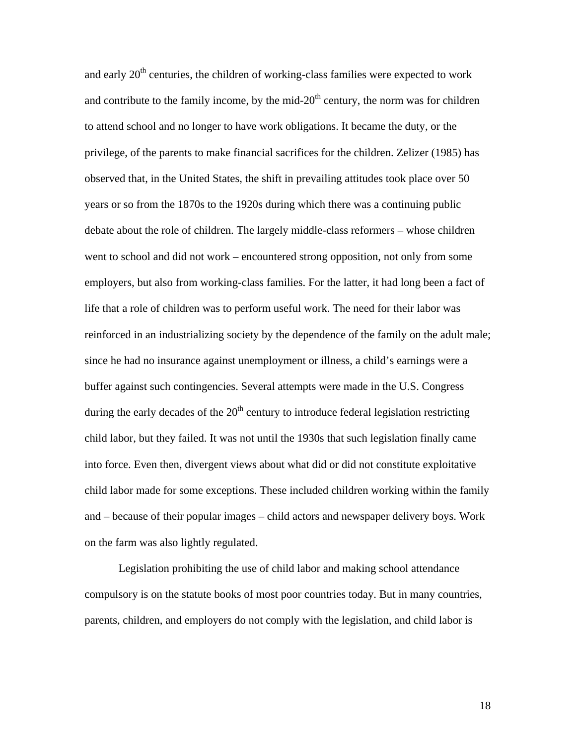and early 20th centuries, the children of working-class families were expected to work and contribute to the family income, by the mid-20th century, the norm was for children to attend school and no longer to have work obligations. It became the duty, or the privilege, of the parents to make financial sacrifices for the children. Zelizer (1985) has observed that, in the United States, the shift in prevailing attitudes took place over 50 years or so from the 1870s to the 1920s during which there was a continuing public debate about the role of children. The largely middle-class reformers – whose children went to school and did not work – encountered strong opposition, not only from some employers, but also from working-class families. For the latter, it had long been a fact of life that a role of children was to perform useful work. The need for their labor was reinforced in an industrializing society by the dependence of the family on the adult male; since he had no insurance against unemployment or illness, a child's earnings were a buffer against such contingencies. Several attempts were made in the U.S. Congress during the early decades of the 20th century to introduce federal legislation restricting child labor, but they failed. It was not until the 1930s that such legislation finally came into force. Even then, divergent views about what did or did not constitute exploitative child labor made for some exceptions. These included children working within the family and – because of their popular images – child actors and newspaper delivery boys. Work on the farm was also lightly regulated.

Legislation prohibiting the use of child labor and making school attendance compulsory is on the statute books of most poor countries today. But in many countries, parents, children, and employers do not comply with the legislation, and child labor is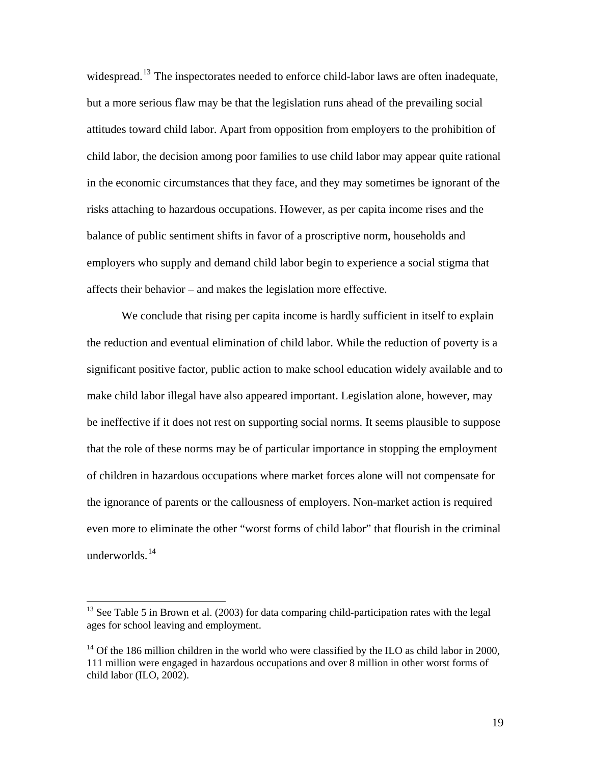widespread.[13] The inspectorates needed to enforce child-labor laws are often inadequate, but a more serious flaw may be that the legislation runs ahead of the prevailing social attitudes toward child labor. Apart from opposition from employers to the prohibition of child labor, the decision among poor families to use child labor may appear quite rational in the economic circumstances that they face, and they may sometimes be ignorant of the risks attaching to hazardous occupations. However, as per capita income rises and the balance of public sentiment shifts in favor of a proscriptive norm, households and employers who supply and demand child labor begin to experience a social stigma that affects their behavior – and makes the legislation more effective.

We conclude that rising per capita income is hardly sufficient in itself to explain the reduction and eventual elimination of child labor. While the reduction of poverty is a significant positive factor, public action to make school education widely available and to make child labor illegal have also appeared important. Legislation alone, however, may be ineffective if it does not rest on supporting social norms. It seems plausible to suppose that the role of these norms may be of particular importance in stopping the employment of children in hazardous occupations where market forces alone will not compensate for the ignorance of parents or the callousness of employers. Non-market action is required even more to eliminate the other "worst forms of child labor" that flourish in the criminal underworlds.[14]

---

[13] See Table 5 in Brown et al. (2003) for data comparing child-participation rates with the legal ages for school leaving and employment.

[14] Of the 186 million children in the world who were classified by the ILO as child labor in 2000, 111 million were engaged in hazardous occupations and over 8 million in other worst forms of child labor (ILO, 2002).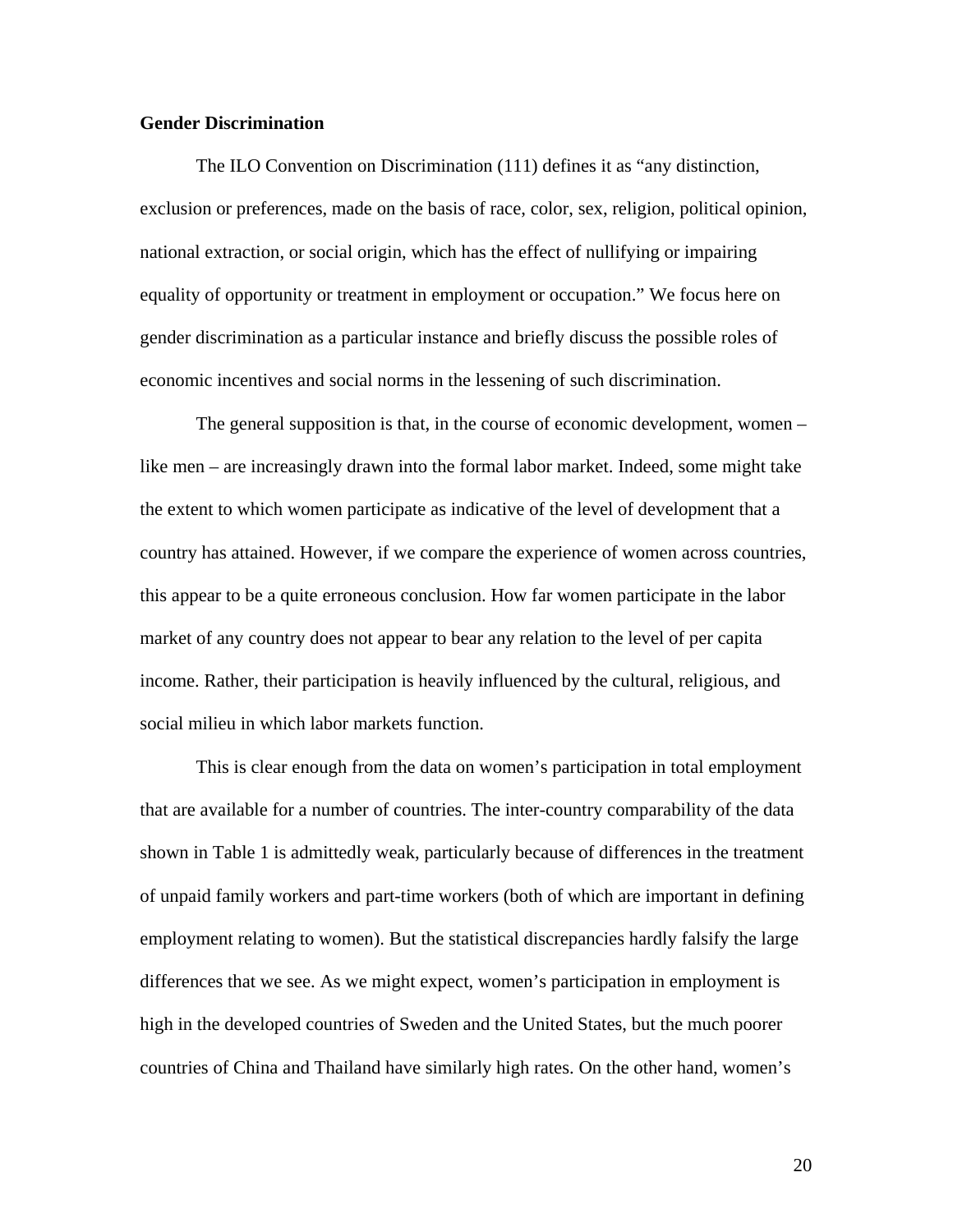**Gender Discrimination**

The ILO Convention on Discrimination (111) defines it as "any distinction, exclusion or preferences, made on the basis of race, color, sex, religion, political opinion, national extraction, or social origin, which has the effect of nullifying or impairing equality of opportunity or treatment in employment or occupation." We focus here on gender discrimination as a particular instance and briefly discuss the possible roles of economic incentives and social norms in the lessening of such discrimination.

The general supposition is that, in the course of economic development, women – like men – are increasingly drawn into the formal labor market. Indeed, some might take the extent to which women participate as indicative of the level of development that a country has attained. However, if we compare the experience of women across countries, this appear to be a quite erroneous conclusion. How far women participate in the labor market of any country does not appear to bear any relation to the level of per capita income. Rather, their participation is heavily influenced by the cultural, religious, and social milieu in which labor markets function.

This is clear enough from the data on women's participation in total employment that are available for a number of countries. The inter-country comparability of the data shown in Table 1 is admittedly weak, particularly because of differences in the treatment of unpaid family workers and part-time workers (both of which are important in defining employment relating to women). But the statistical discrepancies hardly falsify the large differences that we see. As we might expect, women's participation in employment is high in the developed countries of Sweden and the United States, but the much poorer countries of China and Thailand have similarly high rates. On the other hand, women's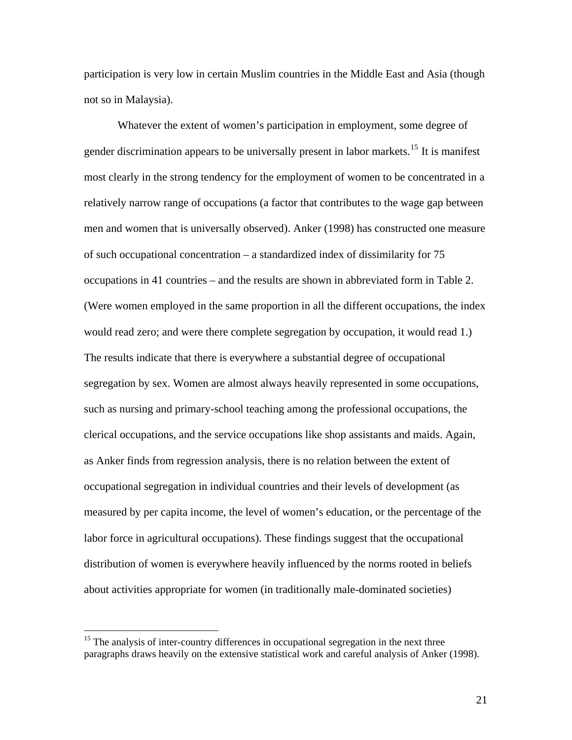participation is very low in certain Muslim countries in the Middle East and Asia (though not so in Malaysia).

Whatever the extent of women's participation in employment, some degree of gender discrimination appears to be universally present in labor markets.[15] It is manifest most clearly in the strong tendency for the employment of women to be concentrated in a relatively narrow range of occupations (a factor that contributes to the wage gap between men and women that is universally observed). Anker (1998) has constructed one measure of such occupational concentration – a standardized index of dissimilarity for 75 occupations in 41 countries – and the results are shown in abbreviated form in Table 2. (Were women employed in the same proportion in all the different occupations, the index would read zero; and were there complete segregation by occupation, it would read 1.) The results indicate that there is everywhere a substantial degree of occupational segregation by sex. Women are almost always heavily represented in some occupations, such as nursing and primary-school teaching among the professional occupations, the clerical occupations, and the service occupations like shop assistants and maids. Again, as Anker finds from regression analysis, there is no relation between the extent of occupational segregation in individual countries and their levels of development (as measured by per capita income, the level of women's education, or the percentage of the labor force in agricultural occupations). These findings suggest that the occupational distribution of women is everywhere heavily influenced by the norms rooted in beliefs about activities appropriate for women (in traditionally male-dominated societies)

[15] The analysis of inter-country differences in occupational segregation in the next three paragraphs draws heavily on the extensive statistical work and careful analysis of Anker (1998).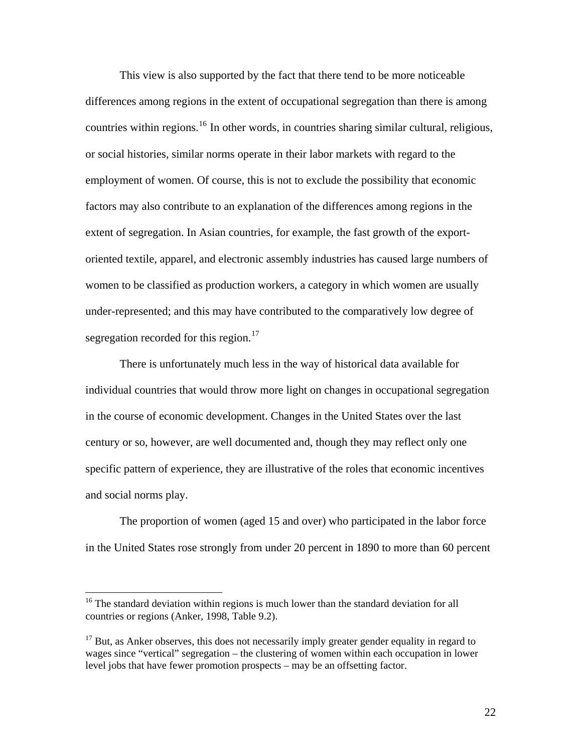This view is also supported by the fact that there tend to be more noticeable differences among regions in the extent of occupational segregation than there is among countries within regions.[16] In other words, in countries sharing similar cultural, religious, or social histories, similar norms operate in their labor markets with regard to the employment of women. Of course, this is not to exclude the possibility that economic factors may also contribute to an explanation of the differences among regions in the extent of segregation. In Asian countries, for example, the fast growth of the export-oriented textile, apparel, and electronic assembly industries has caused large numbers of women to be classified as production workers, a category in which women are usually under-represented; and this may have contributed to the comparatively low degree of segregation recorded for this region.[17]

There is unfortunately much less in the way of historical data available for individual countries that would throw more light on changes in occupational segregation in the course of economic development. Changes in the United States over the last century or so, however, are well documented and, though they may reflect only one specific pattern of experience, they are illustrative of the roles that economic incentives and social norms play.

The proportion of women (aged 15 and over) who participated in the labor force in the United States rose strongly from under 20 percent in 1890 to more than 60 percent

---

[16] The standard deviation within regions is much lower than the standard deviation for all countries or regions (Anker, 1998, Table 9.2).

[17] But, as Anker observes, this does not necessarily imply greater gender equality in regard to wages since "vertical" segregation – the clustering of women within each occupation in lower level jobs that have fewer promotion prospects – may be an offsetting factor.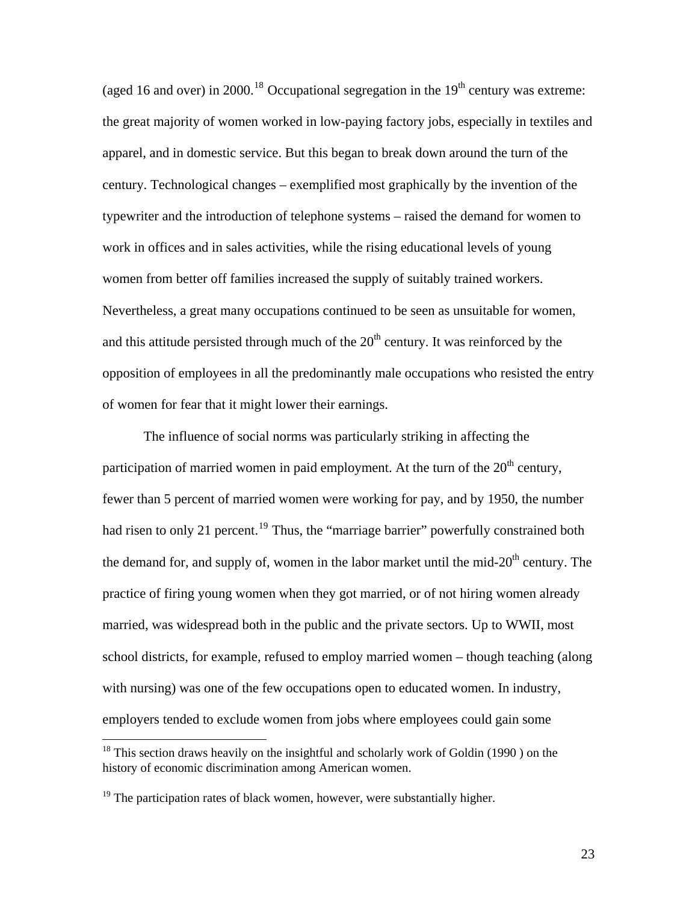(aged 16 and over) in 2000.[18] Occupational segregation in the 19th century was extreme: the great majority of women worked in low-paying factory jobs, especially in textiles and apparel, and in domestic service. But this began to break down around the turn of the century. Technological changes – exemplified most graphically by the invention of the typewriter and the introduction of telephone systems – raised the demand for women to work in offices and in sales activities, while the rising educational levels of young women from better off families increased the supply of suitably trained workers. Nevertheless, a great many occupations continued to be seen as unsuitable for women, and this attitude persisted through much of the 20th century. It was reinforced by the opposition of employees in all the predominantly male occupations who resisted the entry of women for fear that it might lower their earnings.

The influence of social norms was particularly striking in affecting the participation of married women in paid employment. At the turn of the 20th century, fewer than 5 percent of married women were working for pay, and by 1950, the number had risen to only 21 percent.[19] Thus, the "marriage barrier" powerfully constrained both the demand for, and supply of, women in the labor market until the mid-20th century. The practice of firing young women when they got married, or of not hiring women already married, was widespread both in the public and the private sectors. Up to WWII, most school districts, for example, refused to employ married women – though teaching (along with nursing) was one of the few occupations open to educated women. In industry, employers tended to exclude women from jobs where employees could gain some

---

[18] This section draws heavily on the insightful and scholarly work of Goldin (1990 ) on the history of economic discrimination among American women.

[19] The participation rates of black women, however, were substantially higher.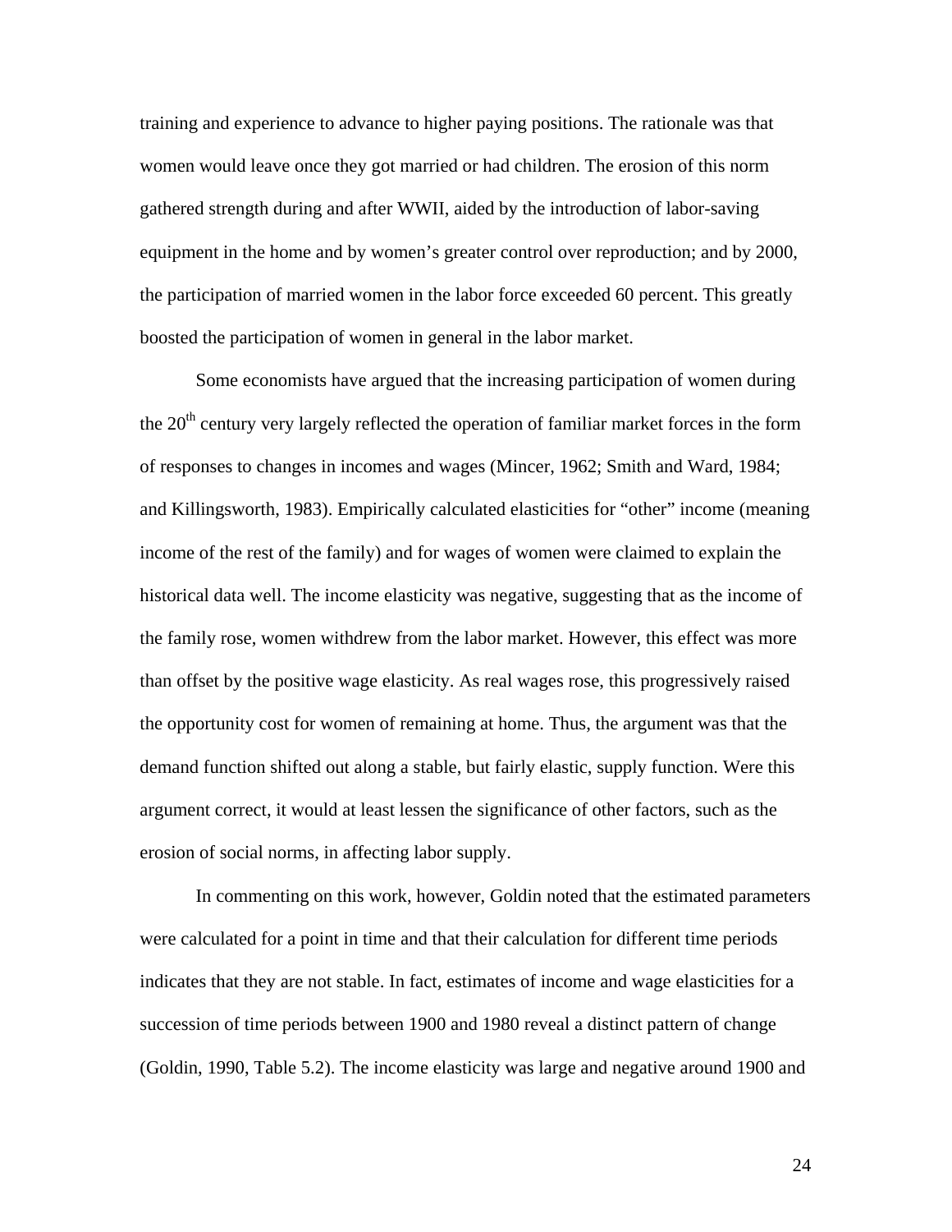training and experience to advance to higher paying positions. The rationale was that women would leave once they got married or had children. The erosion of this norm gathered strength during and after WWII, aided by the introduction of labor-saving equipment in the home and by women's greater control over reproduction; and by 2000, the participation of married women in the labor force exceeded 60 percent. This greatly boosted the participation of women in general in the labor market.

Some economists have argued that the increasing participation of women during the 20th century very largely reflected the operation of familiar market forces in the form of responses to changes in incomes and wages (Mincer, 1962; Smith and Ward, 1984; and Killingsworth, 1983). Empirically calculated elasticities for "other" income (meaning income of the rest of the family) and for wages of women were claimed to explain the historical data well. The income elasticity was negative, suggesting that as the income of the family rose, women withdrew from the labor market. However, this effect was more than offset by the positive wage elasticity. As real wages rose, this progressively raised the opportunity cost for women of remaining at home. Thus, the argument was that the demand function shifted out along a stable, but fairly elastic, supply function. Were this argument correct, it would at least lessen the significance of other factors, such as the erosion of social norms, in affecting labor supply.

In commenting on this work, however, Goldin noted that the estimated parameters were calculated for a point in time and that their calculation for different time periods indicates that they are not stable. In fact, estimates of income and wage elasticities for a succession of time periods between 1900 and 1980 reveal a distinct pattern of change (Goldin, 1990, Table 5.2). The income elasticity was large and negative around 1900 and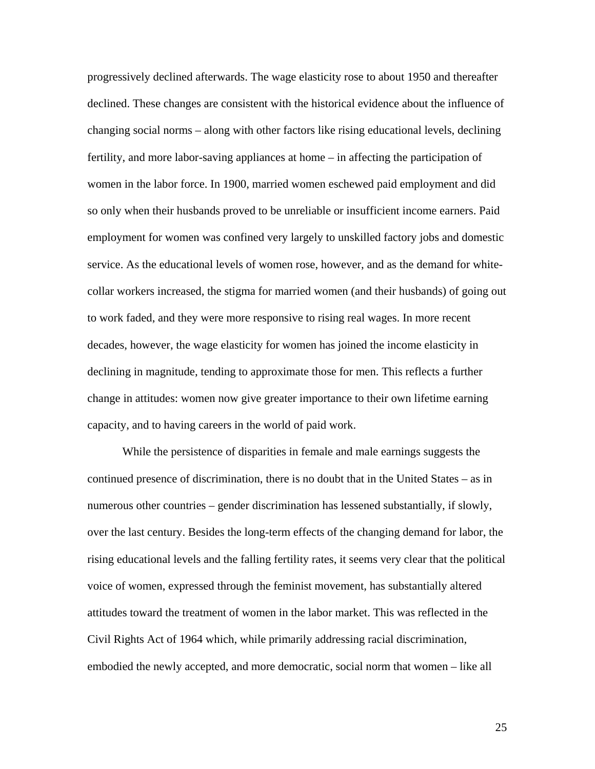progressively declined afterwards. The wage elasticity rose to about 1950 and thereafter declined. These changes are consistent with the historical evidence about the influence of changing social norms – along with other factors like rising educational levels, declining fertility, and more labor-saving appliances at home – in affecting the participation of women in the labor force. In 1900, married women eschewed paid employment and did so only when their husbands proved to be unreliable or insufficient income earners. Paid employment for women was confined very largely to unskilled factory jobs and domestic service. As the educational levels of women rose, however, and as the demand for white-collar workers increased, the stigma for married women (and their husbands) of going out to work faded, and they were more responsive to rising real wages. In more recent decades, however, the wage elasticity for women has joined the income elasticity in declining in magnitude, tending to approximate those for men. This reflects a further change in attitudes: women now give greater importance to their own lifetime earning capacity, and to having careers in the world of paid work.

While the persistence of disparities in female and male earnings suggests the continued presence of discrimination, there is no doubt that in the United States – as in numerous other countries – gender discrimination has lessened substantially, if slowly, over the last century. Besides the long-term effects of the changing demand for labor, the rising educational levels and the falling fertility rates, it seems very clear that the political voice of women, expressed through the feminist movement, has substantially altered attitudes toward the treatment of women in the labor market. This was reflected in the Civil Rights Act of 1964 which, while primarily addressing racial discrimination, embodied the newly accepted, and more democratic, social norm that women – like all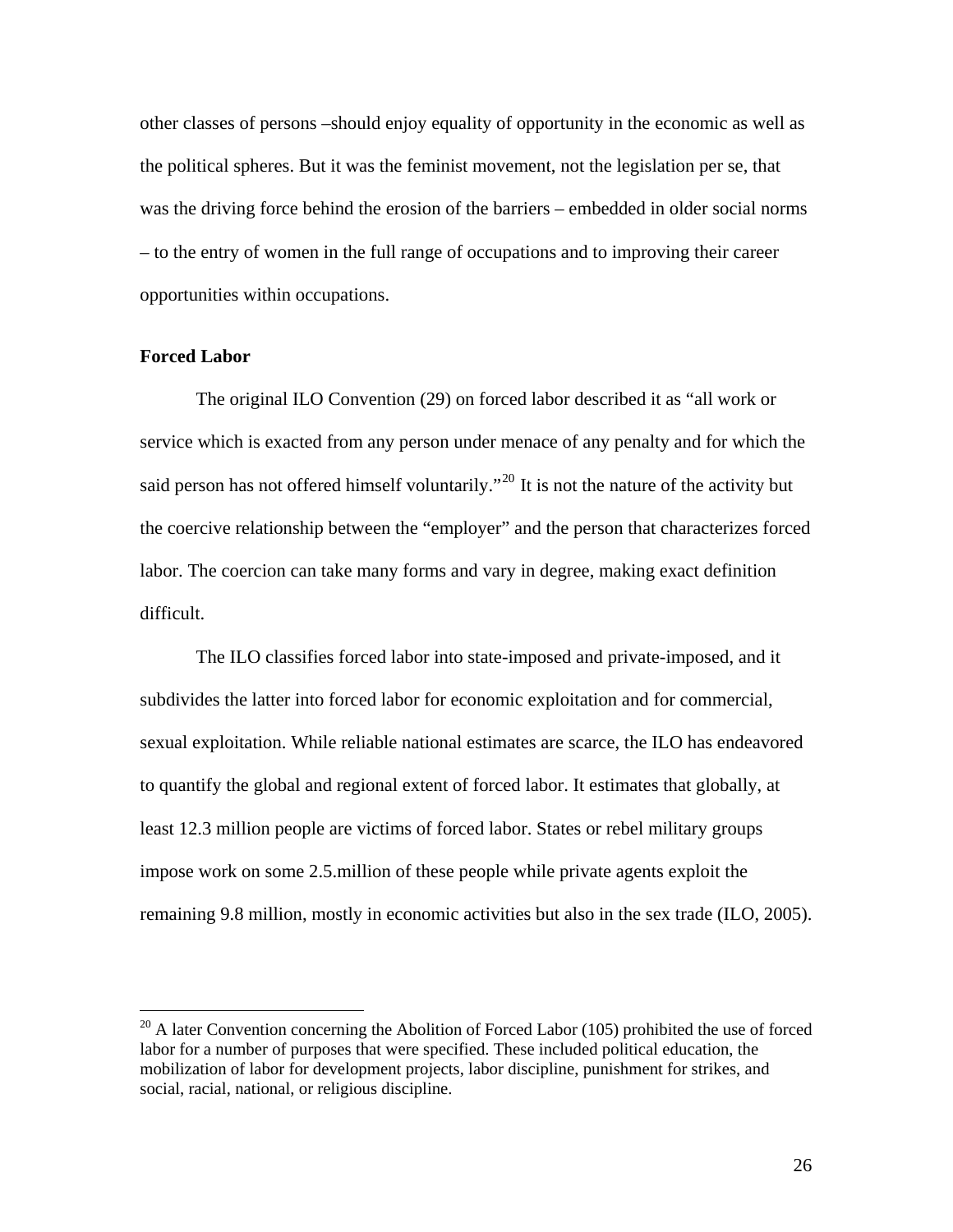other classes of persons –should enjoy equality of opportunity in the economic as well as the political spheres. But it was the feminist movement, not the legislation per se, that was the driving force behind the erosion of the barriers – embedded in older social norms – to the entry of women in the full range of occupations and to improving their career opportunities within occupations.

**Forced Labor**

The original ILO Convention (29) on forced labor described it as "all work or service which is exacted from any person under menace of any penalty and for which the said person has not offered himself voluntarily."[20] It is not the nature of the activity but the coercive relationship between the "employer" and the person that characterizes forced labor. The coercion can take many forms and vary in degree, making exact definition difficult.

The ILO classifies forced labor into state-imposed and private-imposed, and it subdivides the latter into forced labor for economic exploitation and for commercial, sexual exploitation. While reliable national estimates are scarce, the ILO has endeavored to quantify the global and regional extent of forced labor. It estimates that globally, at least 12.3 million people are victims of forced labor. States or rebel military groups impose work on some 2.5.million of these people while private agents exploit the remaining 9.8 million, mostly in economic activities but also in the sex trade (ILO, 2005).

---

[20] A later Convention concerning the Abolition of Forced Labor (105) prohibited the use of forced labor for a number of purposes that were specified. These included political education, the mobilization of labor for development projects, labor discipline, punishment for strikes, and social, racial, national, or religious discipline.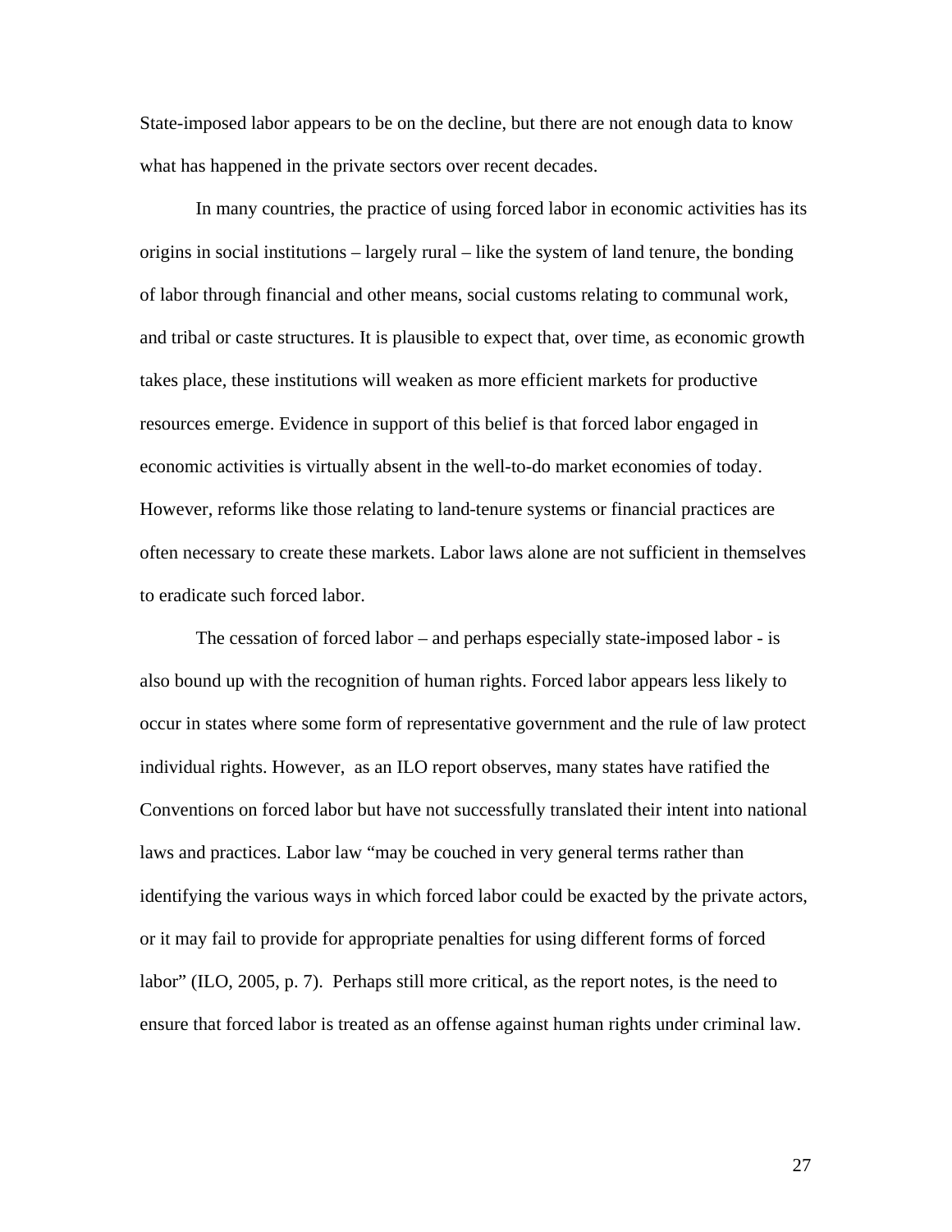State-imposed labor appears to be on the decline, but there are not enough data to know what has happened in the private sectors over recent decades.

In many countries, the practice of using forced labor in economic activities has its origins in social institutions – largely rural – like the system of land tenure, the bonding of labor through financial and other means, social customs relating to communal work, and tribal or caste structures. It is plausible to expect that, over time, as economic growth takes place, these institutions will weaken as more efficient markets for productive resources emerge. Evidence in support of this belief is that forced labor engaged in economic activities is virtually absent in the well-to-do market economies of today. However, reforms like those relating to land-tenure systems or financial practices are often necessary to create these markets. Labor laws alone are not sufficient in themselves to eradicate such forced labor.

The cessation of forced labor – and perhaps especially state-imposed labor - is also bound up with the recognition of human rights. Forced labor appears less likely to occur in states where some form of representative government and the rule of law protect individual rights. However, as an ILO report observes, many states have ratified the Conventions on forced labor but have not successfully translated their intent into national laws and practices. Labor law "may be couched in very general terms rather than identifying the various ways in which forced labor could be exacted by the private actors, or it may fail to provide for appropriate penalties for using different forms of forced labor" (ILO, 2005, p. 7). Perhaps still more critical, as the report notes, is the need to ensure that forced labor is treated as an offense against human rights under criminal law.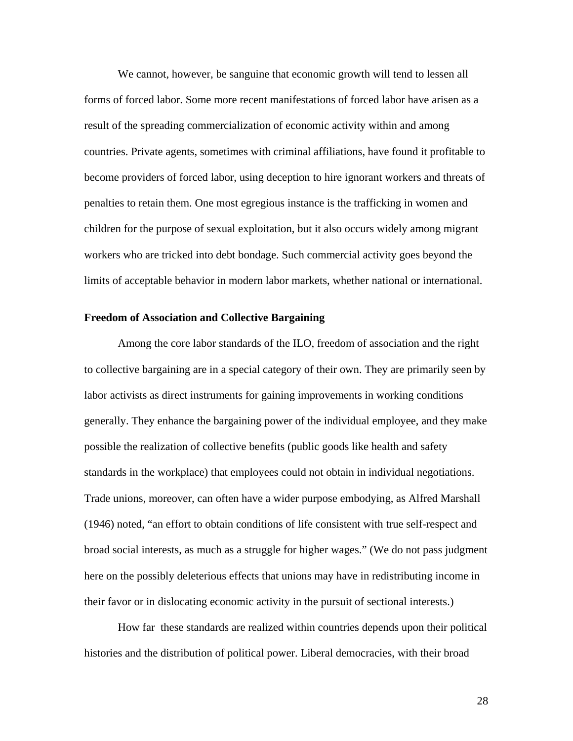We cannot, however, be sanguine that economic growth will tend to lessen all forms of forced labor. Some more recent manifestations of forced labor have arisen as a result of the spreading commercialization of economic activity within and among countries. Private agents, sometimes with criminal affiliations, have found it profitable to become providers of forced labor, using deception to hire ignorant workers and threats of penalties to retain them. One most egregious instance is the trafficking in women and children for the purpose of sexual exploitation, but it also occurs widely among migrant workers who are tricked into debt bondage. Such commercial activity goes beyond the limits of acceptable behavior in modern labor markets, whether national or international.

**Freedom of Association and Collective Bargaining**

Among the core labor standards of the ILO, freedom of association and the right to collective bargaining are in a special category of their own. They are primarily seen by labor activists as direct instruments for gaining improvements in working conditions generally. They enhance the bargaining power of the individual employee, and they make possible the realization of collective benefits (public goods like health and safety standards in the workplace) that employees could not obtain in individual negotiations. Trade unions, moreover, can often have a wider purpose embodying, as Alfred Marshall (1946) noted, "an effort to obtain conditions of life consistent with true self-respect and broad social interests, as much as a struggle for higher wages." (We do not pass judgment here on the possibly deleterious effects that unions may have in redistributing income in their favor or in dislocating economic activity in the pursuit of sectional interests.)

How far these standards are realized within countries depends upon their political histories and the distribution of political power. Liberal democracies, with their broad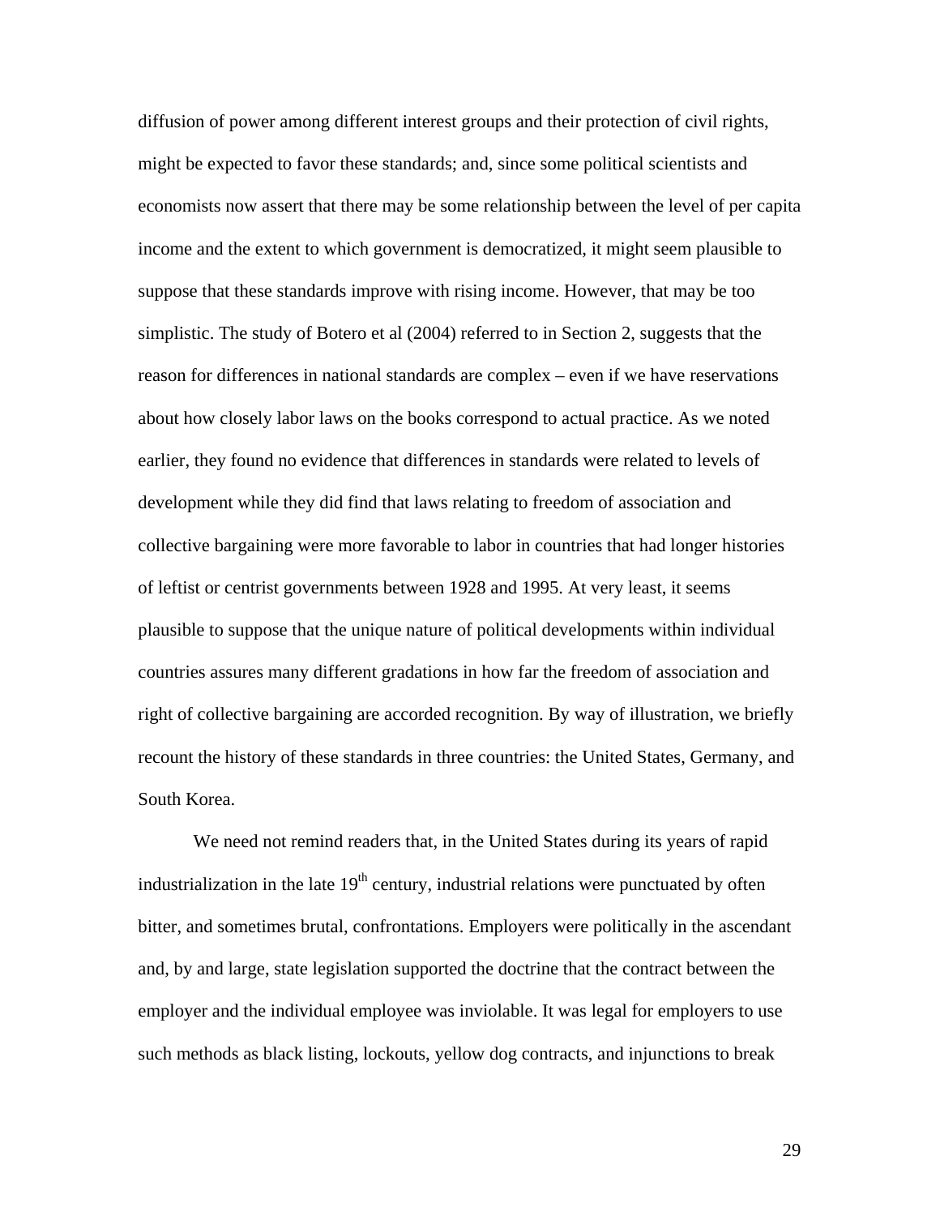diffusion of power among different interest groups and their protection of civil rights, might be expected to favor these standards; and, since some political scientists and economists now assert that there may be some relationship between the level of per capita income and the extent to which government is democratized, it might seem plausible to suppose that these standards improve with rising income. However, that may be too simplistic. The study of Botero et al (2004) referred to in Section 2, suggests that the reason for differences in national standards are complex – even if we have reservations about how closely labor laws on the books correspond to actual practice. As we noted earlier, they found no evidence that differences in standards were related to levels of development while they did find that laws relating to freedom of association and collective bargaining were more favorable to labor in countries that had longer histories of leftist or centrist governments between 1928 and 1995. At very least, it seems plausible to suppose that the unique nature of political developments within individual countries assures many different gradations in how far the freedom of association and right of collective bargaining are accorded recognition. By way of illustration, we briefly recount the history of these standards in three countries: the United States, Germany, and South Korea.

We need not remind readers that, in the United States during its years of rapid industrialization in the late 19th century, industrial relations were punctuated by often bitter, and sometimes brutal, confrontations. Employers were politically in the ascendant and, by and large, state legislation supported the doctrine that the contract between the employer and the individual employee was inviolable. It was legal for employers to use such methods as black listing, lockouts, yellow dog contracts, and injunctions to break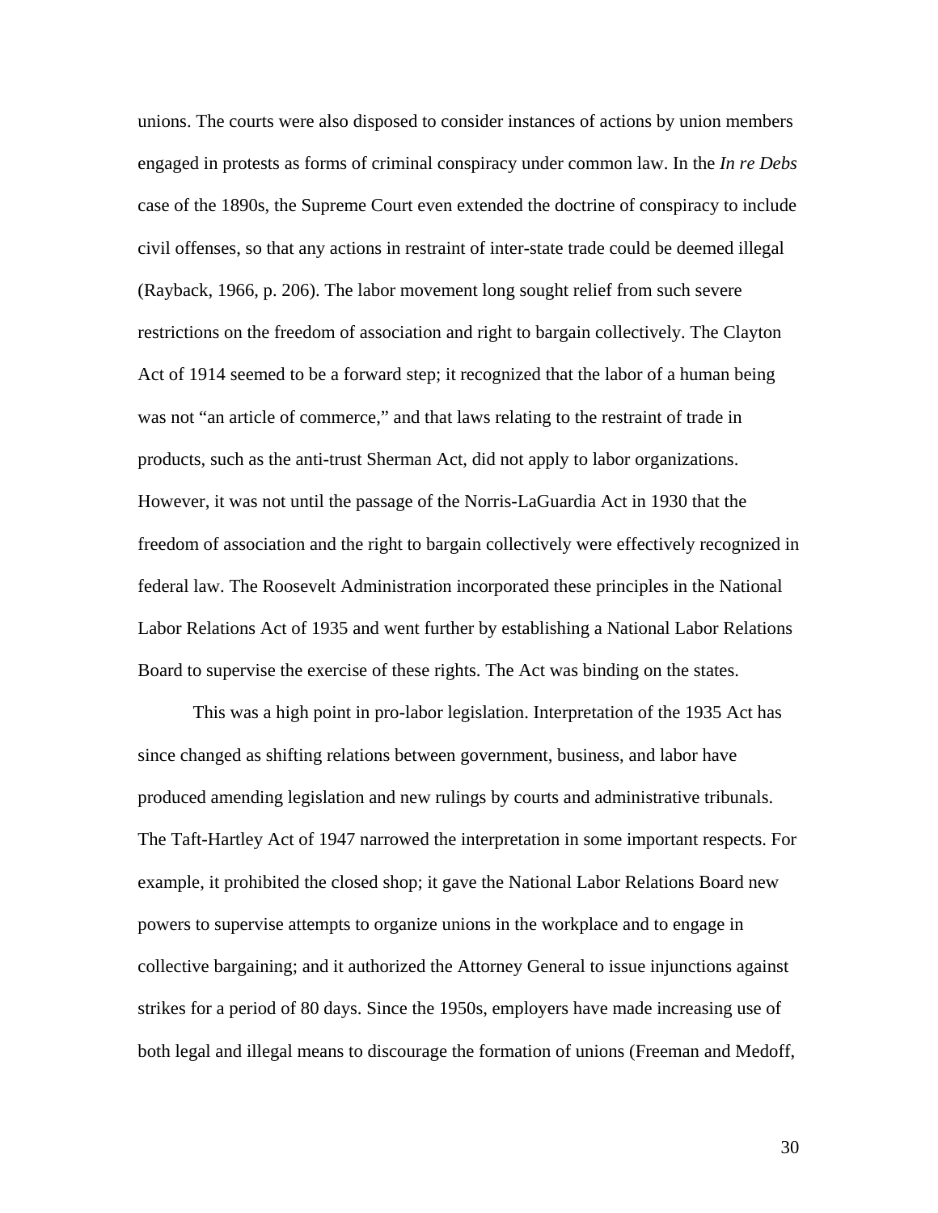unions. The courts were also disposed to consider instances of actions by union members engaged in protests as forms of criminal conspiracy under common law. In the *In re Debs* case of the 1890s, the Supreme Court even extended the doctrine of conspiracy to include civil offenses, so that any actions in restraint of inter-state trade could be deemed illegal (Rayback, 1966, p. 206). The labor movement long sought relief from such severe restrictions on the freedom of association and right to bargain collectively. The Clayton Act of 1914 seemed to be a forward step; it recognized that the labor of a human being was not "an article of commerce," and that laws relating to the restraint of trade in products, such as the anti-trust Sherman Act, did not apply to labor organizations. However, it was not until the passage of the Norris-LaGuardia Act in 1930 that the freedom of association and the right to bargain collectively were effectively recognized in federal law. The Roosevelt Administration incorporated these principles in the National Labor Relations Act of 1935 and went further by establishing a National Labor Relations Board to supervise the exercise of these rights. The Act was binding on the states.

This was a high point in pro-labor legislation. Interpretation of the 1935 Act has since changed as shifting relations between government, business, and labor have produced amending legislation and new rulings by courts and administrative tribunals. The Taft-Hartley Act of 1947 narrowed the interpretation in some important respects. For example, it prohibited the closed shop; it gave the National Labor Relations Board new powers to supervise attempts to organize unions in the workplace and to engage in collective bargaining; and it authorized the Attorney General to issue injunctions against strikes for a period of 80 days. Since the 1950s, employers have made increasing use of both legal and illegal means to discourage the formation of unions (Freeman and Medoff,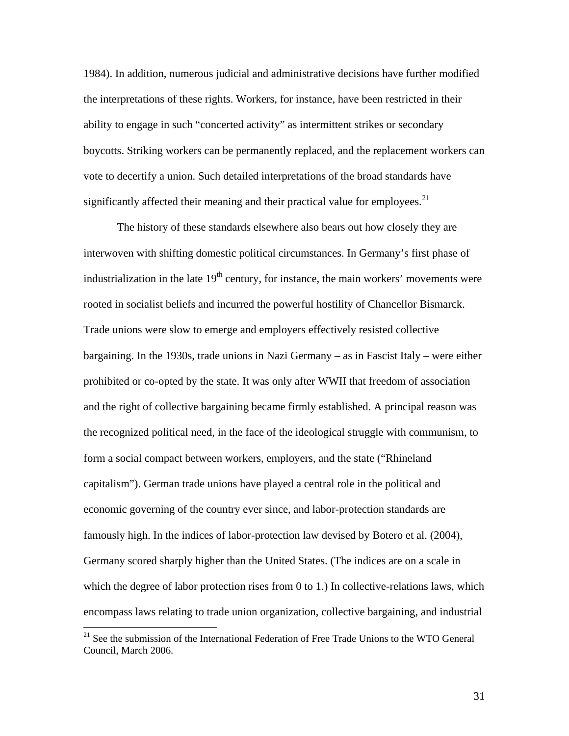1984). In addition, numerous judicial and administrative decisions have further modified the interpretations of these rights. Workers, for instance, have been restricted in their ability to engage in such "concerted activity" as intermittent strikes or secondary boycotts. Striking workers can be permanently replaced, and the replacement workers can vote to decertify a union. Such detailed interpretations of the broad standards have significantly affected their meaning and their practical value for employees.[21]

The history of these standards elsewhere also bears out how closely they are interwoven with shifting domestic political circumstances. In Germany's first phase of industrialization in the late 19th century, for instance, the main workers' movements were rooted in socialist beliefs and incurred the powerful hostility of Chancellor Bismarck. Trade unions were slow to emerge and employers effectively resisted collective bargaining. In the 1930s, trade unions in Nazi Germany – as in Fascist Italy – were either prohibited or co-opted by the state. It was only after WWII that freedom of association and the right of collective bargaining became firmly established. A principal reason was the recognized political need, in the face of the ideological struggle with communism, to form a social compact between workers, employers, and the state ("Rhineland capitalism"). German trade unions have played a central role in the political and economic governing of the country ever since, and labor-protection standards are famously high. In the indices of labor-protection law devised by Botero et al. (2004), Germany scored sharply higher than the United States. (The indices are on a scale in which the degree of labor protection rises from 0 to 1.) In collective-relations laws, which encompass laws relating to trade union organization, collective bargaining, and industrial

[21] See the submission of the International Federation of Free Trade Unions to the WTO General Council, March 2006.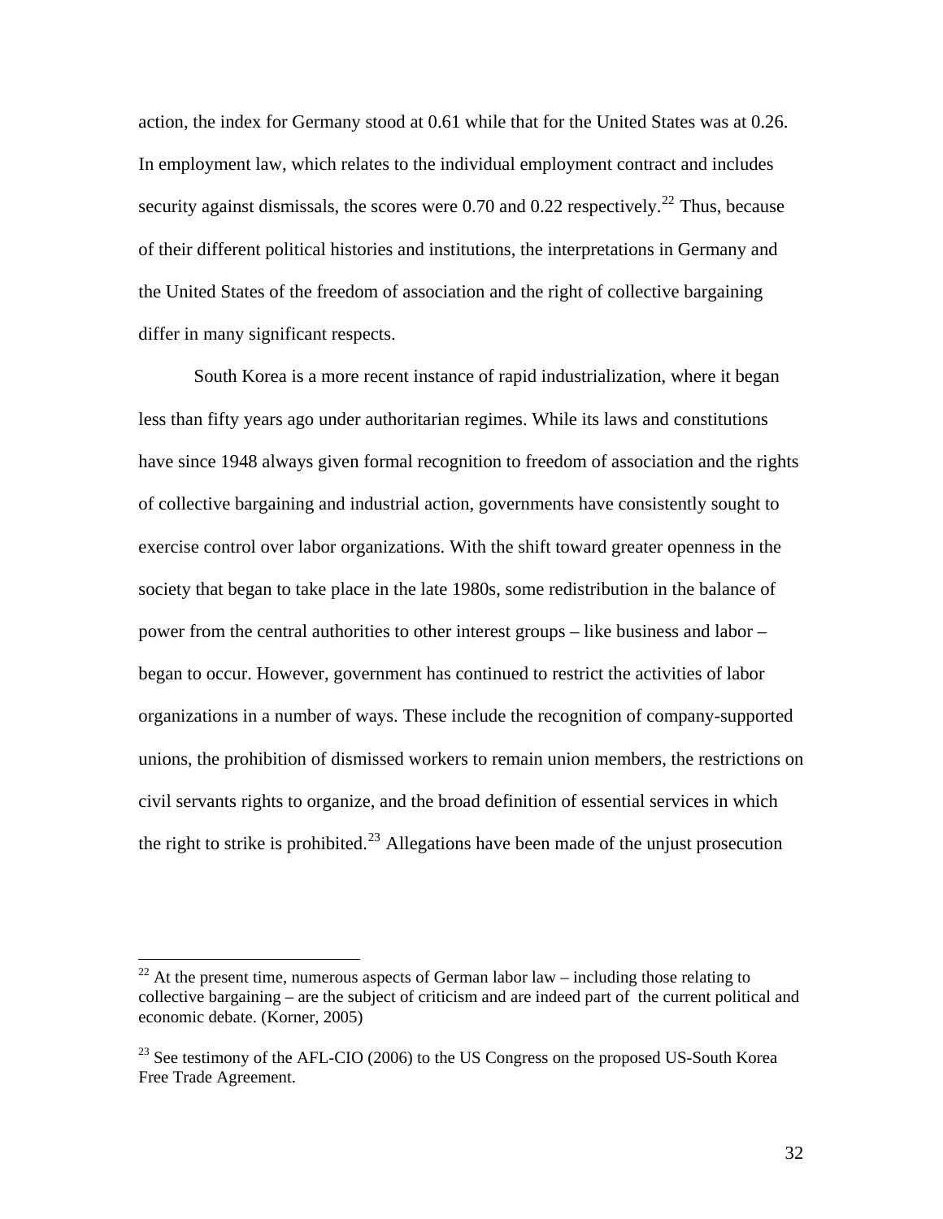action, the index for Germany stood at 0.61 while that for the United States was at 0.26. In employment law, which relates to the individual employment contract and includes security against dismissals, the scores were 0.70 and 0.22 respectively.[22] Thus, because of their different political histories and institutions, the interpretations in Germany and the United States of the freedom of association and the right of collective bargaining differ in many significant respects.

South Korea is a more recent instance of rapid industrialization, where it began less than fifty years ago under authoritarian regimes. While its laws and constitutions have since 1948 always given formal recognition to freedom of association and the rights of collective bargaining and industrial action, governments have consistently sought to exercise control over labor organizations. With the shift toward greater openness in the society that began to take place in the late 1980s, some redistribution in the balance of power from the central authorities to other interest groups – like business and labor – began to occur. However, government has continued to restrict the activities of labor organizations in a number of ways. These include the recognition of company-supported unions, the prohibition of dismissed workers to remain union members, the restrictions on civil servants rights to organize, and the broad definition of essential services in which the right to strike is prohibited.[23] Allegations have been made of the unjust prosecution

---

[22] At the present time, numerous aspects of German labor law – including those relating to collective bargaining – are the subject of criticism and are indeed part of the current political and economic debate. (Korner, 2005)

[23] See testimony of the AFL-CIO (2006) to the US Congress on the proposed US-South Korea Free Trade Agreement.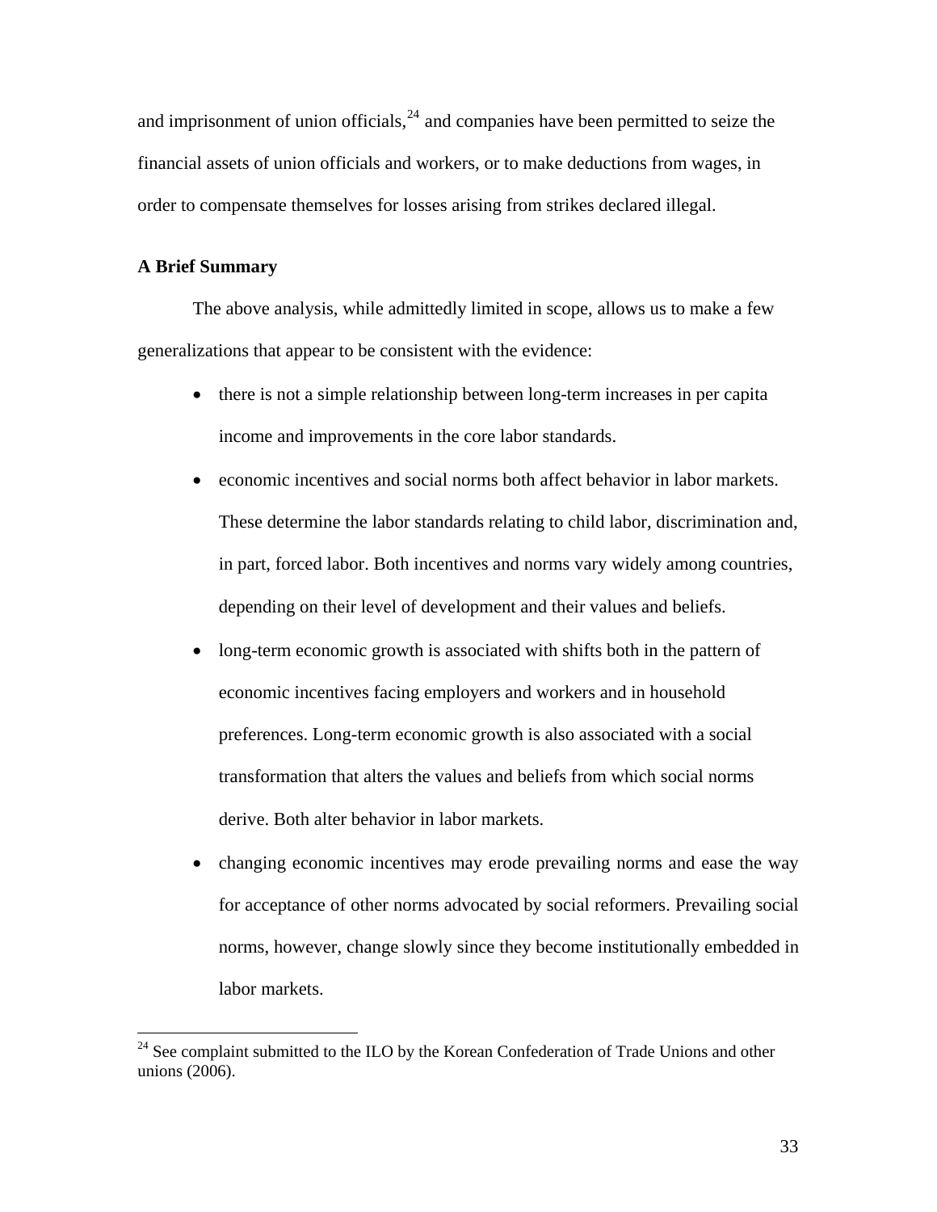and imprisonment of union officials,[24] and companies have been permitted to seize the financial assets of union officials and workers, or to make deductions from wages, in order to compensate themselves for losses arising from strikes declared illegal.

**A Brief Summary**

The above analysis, while admittedly limited in scope, allows us to make a few generalizations that appear to be consistent with the evidence:

- there is not a simple relationship between long-term increases in per capita income and improvements in the core labor standards.
- economic incentives and social norms both affect behavior in labor markets. These determine the labor standards relating to child labor, discrimination and, in part, forced labor. Both incentives and norms vary widely among countries, depending on their level of development and their values and beliefs.
- long-term economic growth is associated with shifts both in the pattern of economic incentives facing employers and workers and in household preferences. Long-term economic growth is also associated with a social transformation that alters the values and beliefs from which social norms derive. Both alter behavior in labor markets.
- changing economic incentives may erode prevailing norms and ease the way for acceptance of other norms advocated by social reformers. Prevailing social norms, however, change slowly since they become institutionally embedded in labor markets.

[24] See complaint submitted to the ILO by the Korean Confederation of Trade Unions and other unions (2006).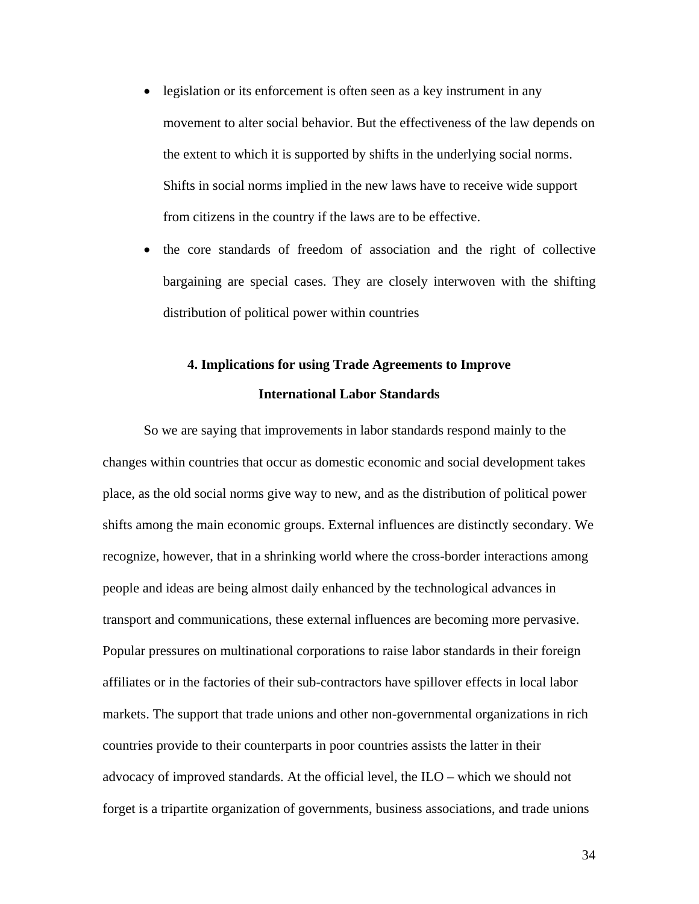- legislation or its enforcement is often seen as a key instrument in any movement to alter social behavior. But the effectiveness of the law depends on the extent to which it is supported by shifts in the underlying social norms. Shifts in social norms implied in the new laws have to receive wide support from citizens in the country if the laws are to be effective.
- the core standards of freedom of association and the right of collective bargaining are special cases. They are closely interwoven with the shifting distribution of political power within countries

## 4. Implications for using Trade Agreements to Improve International Labor Standards

So we are saying that improvements in labor standards respond mainly to the changes within countries that occur as domestic economic and social development takes place, as the old social norms give way to new, and as the distribution of political power shifts among the main economic groups. External influences are distinctly secondary. We recognize, however, that in a shrinking world where the cross-border interactions among people and ideas are being almost daily enhanced by the technological advances in transport and communications, these external influences are becoming more pervasive. Popular pressures on multinational corporations to raise labor standards in their foreign affiliates or in the factories of their sub-contractors have spillover effects in local labor markets. The support that trade unions and other non-governmental organizations in rich countries provide to their counterparts in poor countries assists the latter in their advocacy of improved standards. At the official level, the ILO – which we should not forget is a tripartite organization of governments, business associations, and trade unions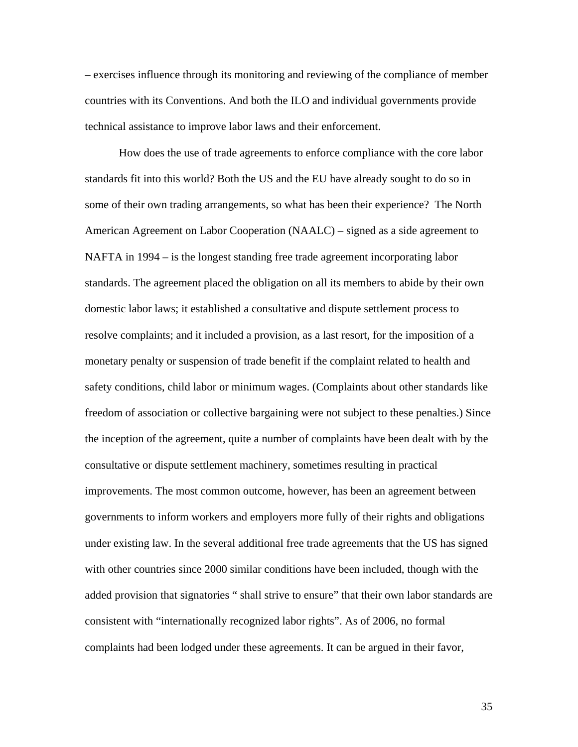– exercises influence through its monitoring and reviewing of the compliance of member countries with its Conventions. And both the ILO and individual governments provide technical assistance to improve labor laws and their enforcement.

How does the use of trade agreements to enforce compliance with the core labor standards fit into this world? Both the US and the EU have already sought to do so in some of their own trading arrangements, so what has been their experience? The North American Agreement on Labor Cooperation (NAALC) – signed as a side agreement to NAFTA in 1994 – is the longest standing free trade agreement incorporating labor standards. The agreement placed the obligation on all its members to abide by their own domestic labor laws; it established a consultative and dispute settlement process to resolve complaints; and it included a provision, as a last resort, for the imposition of a monetary penalty or suspension of trade benefit if the complaint related to health and safety conditions, child labor or minimum wages. (Complaints about other standards like freedom of association or collective bargaining were not subject to these penalties.) Since the inception of the agreement, quite a number of complaints have been dealt with by the consultative or dispute settlement machinery, sometimes resulting in practical improvements. The most common outcome, however, has been an agreement between governments to inform workers and employers more fully of their rights and obligations under existing law. In the several additional free trade agreements that the US has signed with other countries since 2000 similar conditions have been included, though with the added provision that signatories " shall strive to ensure" that their own labor standards are consistent with "internationally recognized labor rights". As of 2006, no formal complaints had been lodged under these agreements. It can be argued in their favor,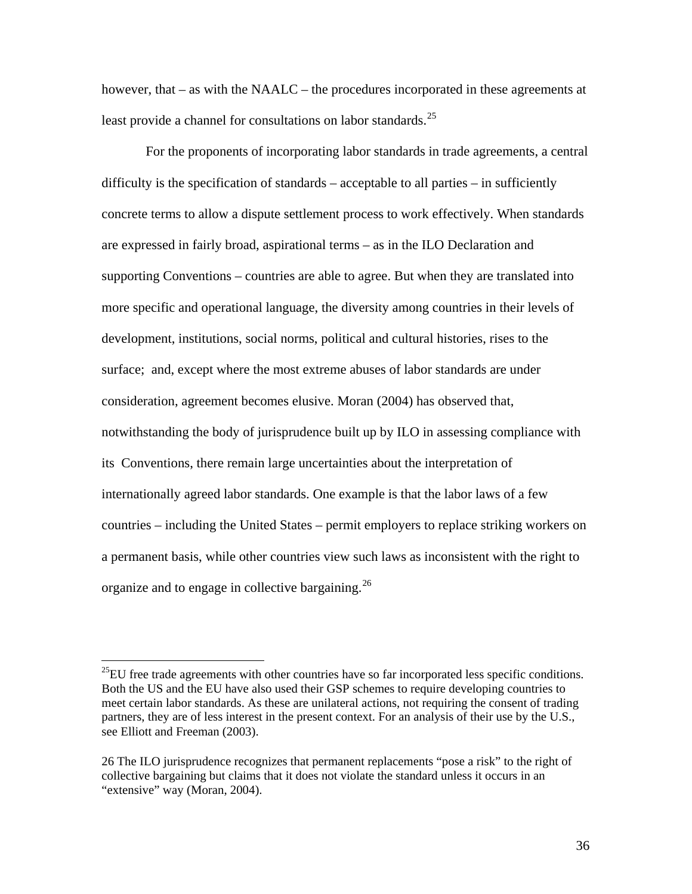however, that – as with the NAALC – the procedures incorporated in these agreements at least provide a channel for consultations on labor standards.[25]

For the proponents of incorporating labor standards in trade agreements, a central difficulty is the specification of standards – acceptable to all parties – in sufficiently concrete terms to allow a dispute settlement process to work effectively. When standards are expressed in fairly broad, aspirational terms – as in the ILO Declaration and supporting Conventions – countries are able to agree. But when they are translated into more specific and operational language, the diversity among countries in their levels of development, institutions, social norms, political and cultural histories, rises to the surface; and, except where the most extreme abuses of labor standards are under consideration, agreement becomes elusive. Moran (2004) has observed that, notwithstanding the body of jurisprudence built up by ILO in assessing compliance with its Conventions, there remain large uncertainties about the interpretation of internationally agreed labor standards. One example is that the labor laws of a few countries – including the United States – permit employers to replace striking workers on a permanent basis, while other countries view such laws as inconsistent with the right to organize and to engage in collective bargaining.[26]

---

[25] EU free trade agreements with other countries have so far incorporated less specific conditions. Both the US and the EU have also used their GSP schemes to require developing countries to meet certain labor standards. As these are unilateral actions, not requiring the consent of trading partners, they are of less interest in the present context. For an analysis of their use by the U.S., see Elliott and Freeman (2003).

26 The ILO jurisprudence recognizes that permanent replacements "pose a risk" to the right of collective bargaining but claims that it does not violate the standard unless it occurs in an "extensive" way (Moran, 2004).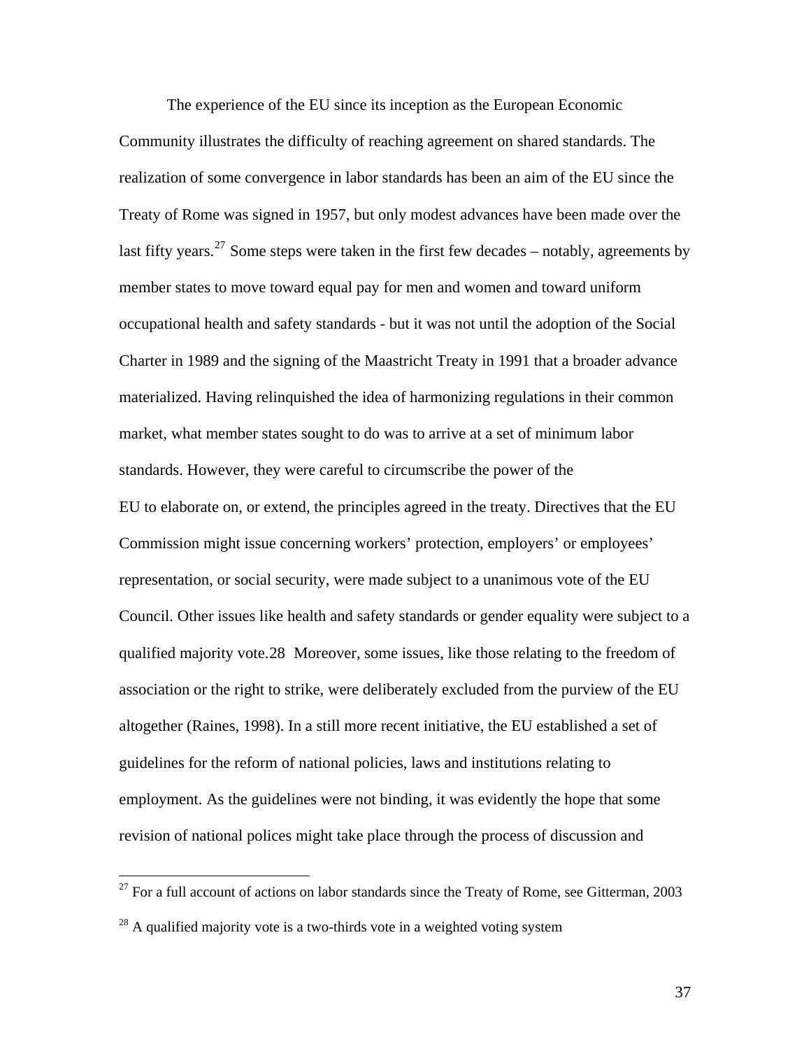The experience of the EU since its inception as the European Economic Community illustrates the difficulty of reaching agreement on shared standards. The realization of some convergence in labor standards has been an aim of the EU since the Treaty of Rome was signed in 1957, but only modest advances have been made over the last fifty years.[27] Some steps were taken in the first few decades – notably, agreements by member states to move toward equal pay for men and women and toward uniform occupational health and safety standards - but it was not until the adoption of the Social Charter in 1989 and the signing of the Maastricht Treaty in 1991 that a broader advance materialized. Having relinquished the idea of harmonizing regulations in their common market, what member states sought to do was to arrive at a set of minimum labor standards. However, they were careful to circumscribe the power of the EU to elaborate on, or extend, the principles agreed in the treaty. Directives that the EU Commission might issue concerning workers' protection, employers' or employees' representation, or social security, were made subject to a unanimous vote of the EU Council. Other issues like health and safety standards or gender equality were subject to a qualified majority vote.[28] Moreover, some issues, like those relating to the freedom of association or the right to strike, were deliberately excluded from the purview of the EU altogether (Raines, 1998). In a still more recent initiative, the EU established a set of guidelines for the reform of national policies, laws and institutions relating to employment. As the guidelines were not binding, it was evidently the hope that some revision of national polices might take place through the process of discussion and

---

[27] For a full account of actions on labor standards since the Treaty of Rome, see Gitterman, 2003

[28] A qualified majority vote is a two-thirds vote in a weighted voting system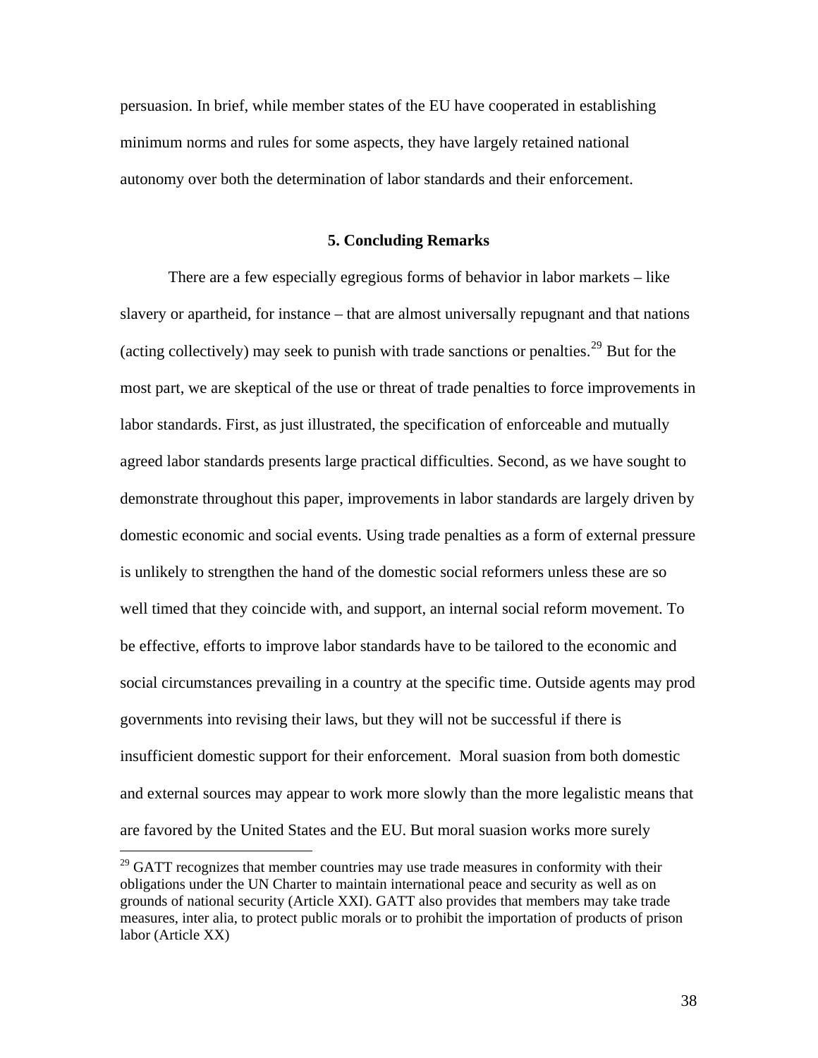persuasion. In brief, while member states of the EU have cooperated in establishing minimum norms and rules for some aspects, they have largely retained national autonomy over both the determination of labor standards and their enforcement.

## 5. Concluding Remarks

There are a few especially egregious forms of behavior in labor markets – like slavery or apartheid, for instance – that are almost universally repugnant and that nations (acting collectively) may seek to punish with trade sanctions or penalties.[29] But for the most part, we are skeptical of the use or threat of trade penalties to force improvements in labor standards. First, as just illustrated, the specification of enforceable and mutually agreed labor standards presents large practical difficulties. Second, as we have sought to demonstrate throughout this paper, improvements in labor standards are largely driven by domestic economic and social events. Using trade penalties as a form of external pressure is unlikely to strengthen the hand of the domestic social reformers unless these are so well timed that they coincide with, and support, an internal social reform movement. To be effective, efforts to improve labor standards have to be tailored to the economic and social circumstances prevailing in a country at the specific time. Outside agents may prod governments into revising their laws, but they will not be successful if there is insufficient domestic support for their enforcement. Moral suasion from both domestic and external sources may appear to work more slowly than the more legalistic means that are favored by the United States and the EU. But moral suasion works more surely

---

[29] GATT recognizes that member countries may use trade measures in conformity with their obligations under the UN Charter to maintain international peace and security as well as on grounds of national security (Article XXI). GATT also provides that members may take trade measures, inter alia, to protect public morals or to prohibit the importation of products of prison labor (Article XX)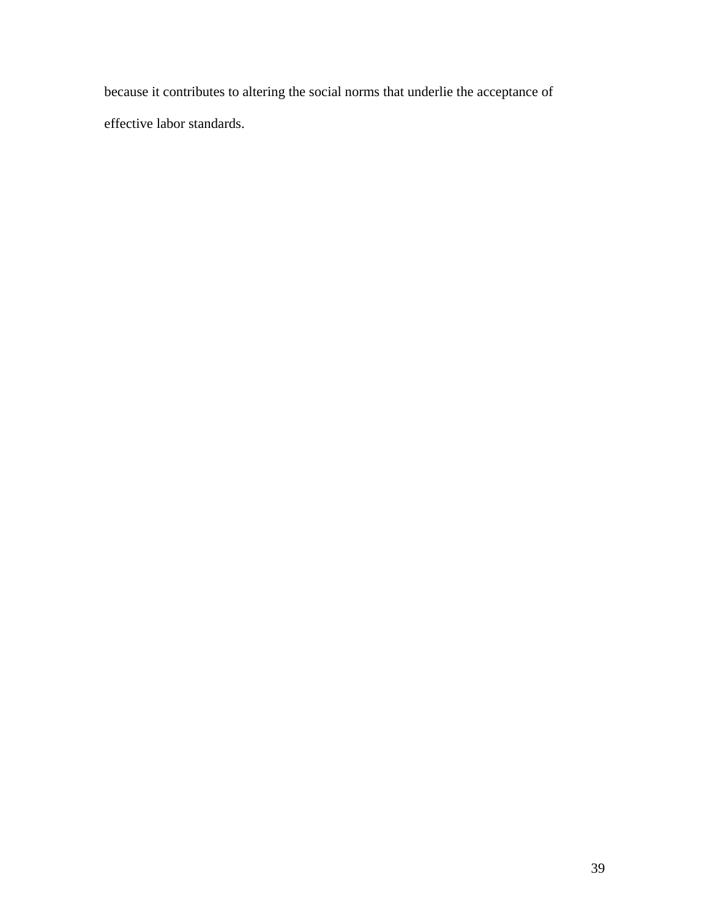because it contributes to altering the social norms that underlie the acceptance of effective labor standards.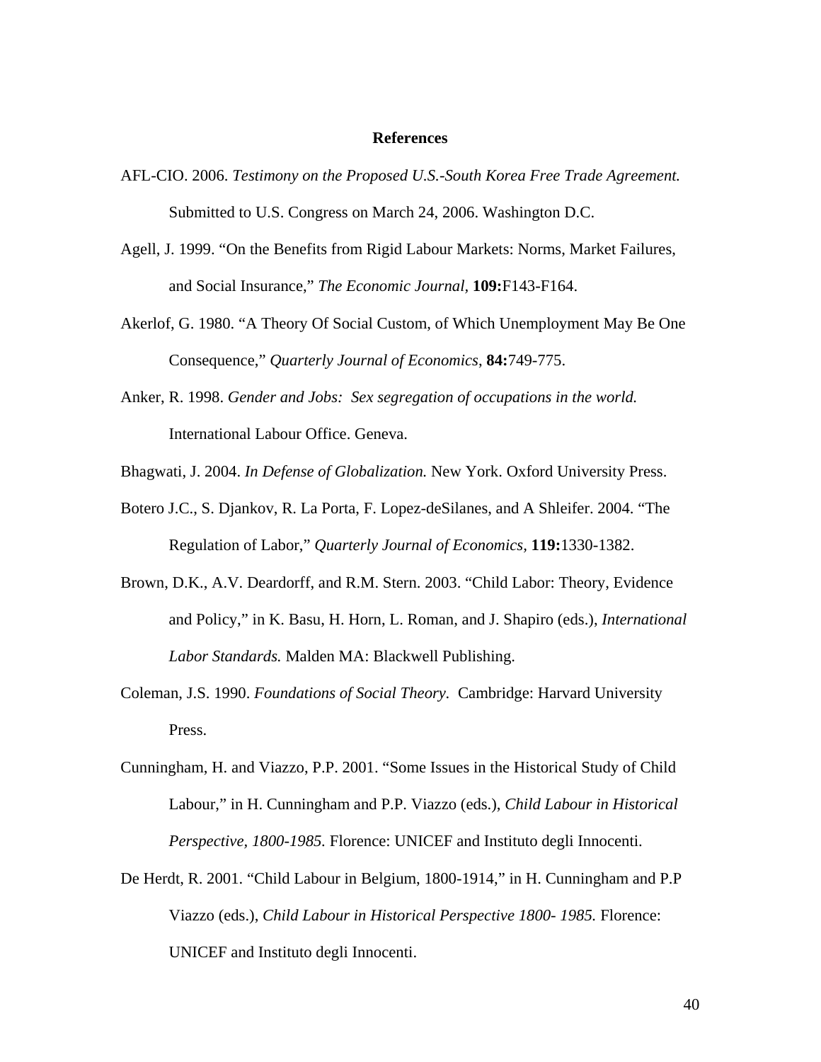## References

AFL-CIO. 2006. *Testimony on the Proposed U.S.-South Korea Free Trade Agreement.* Submitted to U.S. Congress on March 24, 2006. Washington D.C.

Agell, J. 1999. "On the Benefits from Rigid Labour Markets: Norms, Market Failures, and Social Insurance," *The Economic Journal,* **109:**F143-F164.

Akerlof, G. 1980. "A Theory Of Social Custom, of Which Unemployment May Be One Consequence," *Quarterly Journal of Economics*, **84:**749-775.

Anker, R. 1998. *Gender and Jobs: Sex segregation of occupations in the world.* International Labour Office. Geneva.

Bhagwati, J. 2004. *In Defense of Globalization.* New York. Oxford University Press.

Botero J.C., S. Djankov, R. La Porta, F. Lopez-deSilanes, and A Shleifer. 2004. "The Regulation of Labor," *Quarterly Journal of Economics,* **119:**1330-1382.

Brown, D.K., A.V. Deardorff, and R.M. Stern. 2003. "Child Labor: Theory, Evidence and Policy," in K. Basu, H. Horn, L. Roman, and J. Shapiro (eds.), *International Labor Standards.* Malden MA: Blackwell Publishing.

Coleman, J.S. 1990. *Foundations of Social Theory.* Cambridge: Harvard University Press.

Cunningham, H. and Viazzo, P.P. 2001. "Some Issues in the Historical Study of Child Labour," in H. Cunningham and P.P. Viazzo (eds.), *Child Labour in Historical Perspective, 1800-1985*. Florence: UNICEF and Instituto degli Innocenti.

De Herdt, R. 2001. "Child Labour in Belgium, 1800-1914," in H. Cunningham and P.P Viazzo (eds.), *Child Labour in Historical Perspective 1800- 1985.* Florence: UNICEF and Instituto degli Innocenti.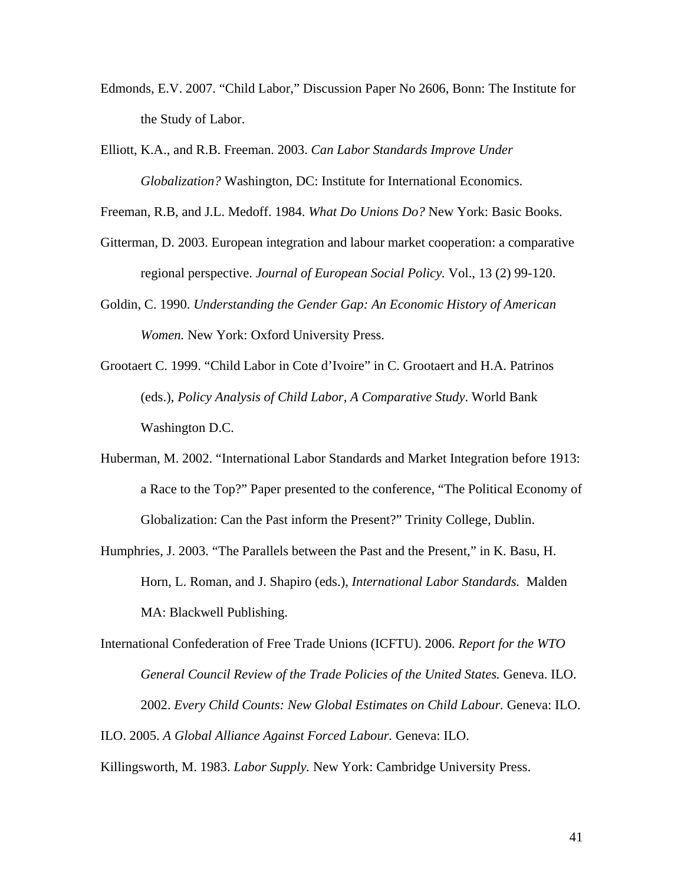Edmonds, E.V. 2007. “Child Labor,” Discussion Paper No 2606, Bonn: The Institute for the Study of Labor.

Elliott, K.A., and R.B. Freeman. 2003. *Can Labor Standards Improve Under Globalization?* Washington, DC: Institute for International Economics.

Freeman, R.B, and J.L. Medoff. 1984. *What Do Unions Do?* New York: Basic Books.

Gitterman, D. 2003. European integration and labour market cooperation: a comparative regional perspective. *Journal of European Social Policy.* Vol., 13 (2) 99-120.

Goldin, C. 1990. *Understanding the Gender Gap: An Economic History of American Women.* New York: Oxford University Press.

Grootaert C. 1999. “Child Labor in Cote d’Ivoire” in C. Grootaert and H.A. Patrinos (eds.), *Policy Analysis of Child Labor, A Comparative Study*. World Bank Washington D.C.

Huberman, M. 2002. “International Labor Standards and Market Integration before 1913: a Race to the Top?” Paper presented to the conference, “The Political Economy of Globalization: Can the Past inform the Present?” Trinity College, Dublin.

Humphries, J. 2003. “The Parallels between the Past and the Present,” in K. Basu, H. Horn, L. Roman, and J. Shapiro (eds.), *International Labor Standards.* Malden MA: Blackwell Publishing.

International Confederation of Free Trade Unions (ICFTU). 2006. *Report for the WTO General Council Review of the Trade Policies of the United States.* Geneva. ILO. 2002. *Every Child Counts: New Global Estimates on Child Labour.* Geneva: ILO.

ILO. 2005. *A Global Alliance Against Forced Labour.* Geneva: ILO.

Killingsworth, M. 1983. *Labor Supply.* New York: Cambridge University Press.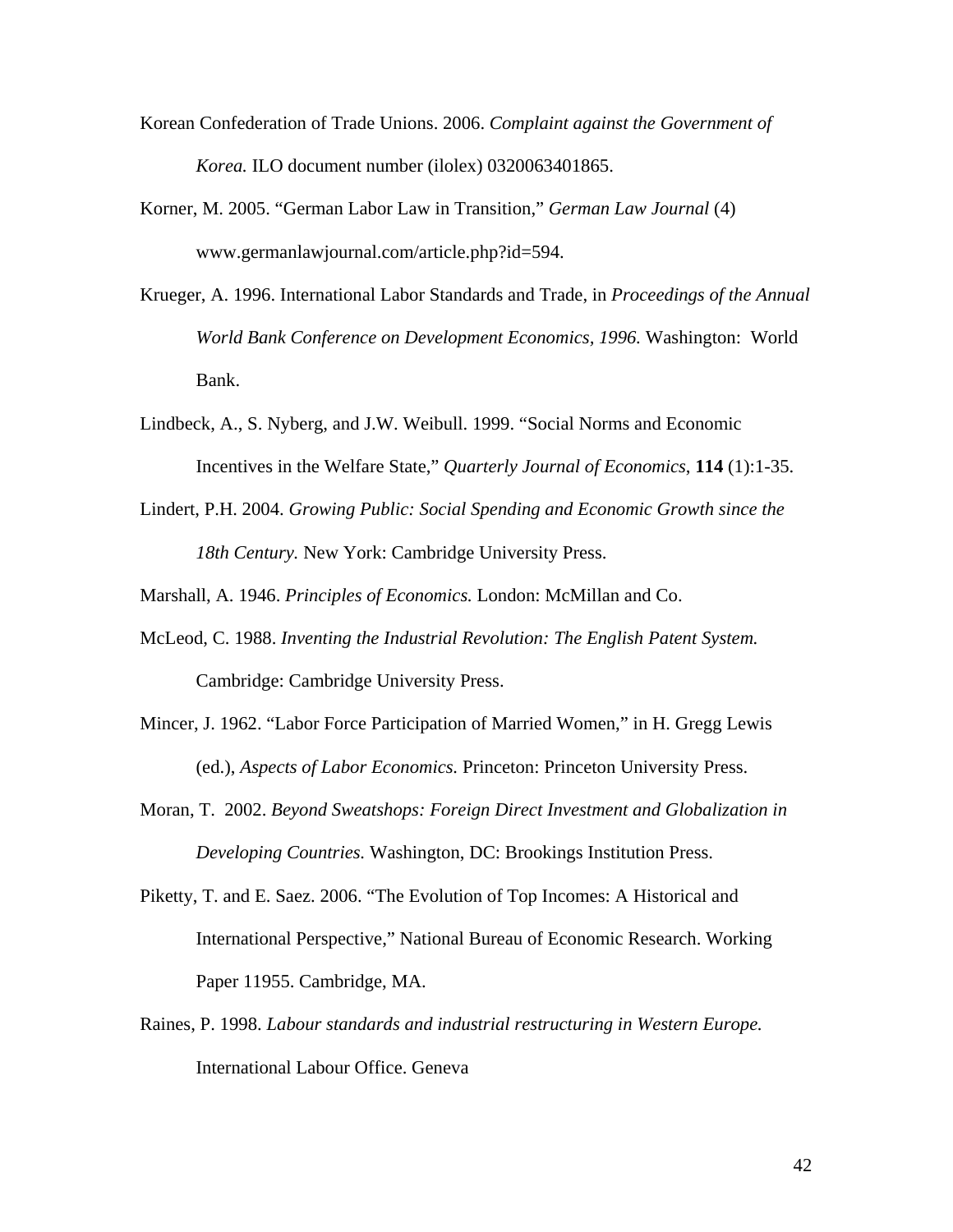Korean Confederation of Trade Unions. 2006. *Complaint against the Government of Korea.* ILO document number (ilolex) 0320063401865.

Korner, M. 2005. "German Labor Law in Transition," *German Law Journal* (4) www.germanlawjournal.com/article.php?id=594.

Krueger, A. 1996. International Labor Standards and Trade, in *Proceedings of the Annual World Bank Conference on Development Economics, 1996.* Washington: World Bank.

Lindbeck, A., S. Nyberg, and J.W. Weibull. 1999. "Social Norms and Economic Incentives in the Welfare State," *Quarterly Journal of Economics*, **114** (1):1-35.

Lindert, P.H. 2004. *Growing Public: Social Spending and Economic Growth since the 18th Century.* New York: Cambridge University Press.

Marshall, A. 1946. *Principles of Economics.* London: McMillan and Co.

McLeod, C. 1988. *Inventing the Industrial Revolution: The English Patent System.* Cambridge: Cambridge University Press.

Mincer, J. 1962. "Labor Force Participation of Married Women," in H. Gregg Lewis (ed.), *Aspects of Labor Economics.* Princeton: Princeton University Press.

Moran, T. 2002. *Beyond Sweatshops: Foreign Direct Investment and Globalization in Developing Countries.* Washington, DC: Brookings Institution Press.

Piketty, T. and E. Saez. 2006. "The Evolution of Top Incomes: A Historical and International Perspective," National Bureau of Economic Research. Working Paper 11955. Cambridge, MA.

Raines, P. 1998. *Labour standards and industrial restructuring in Western Europe.* International Labour Office. Geneva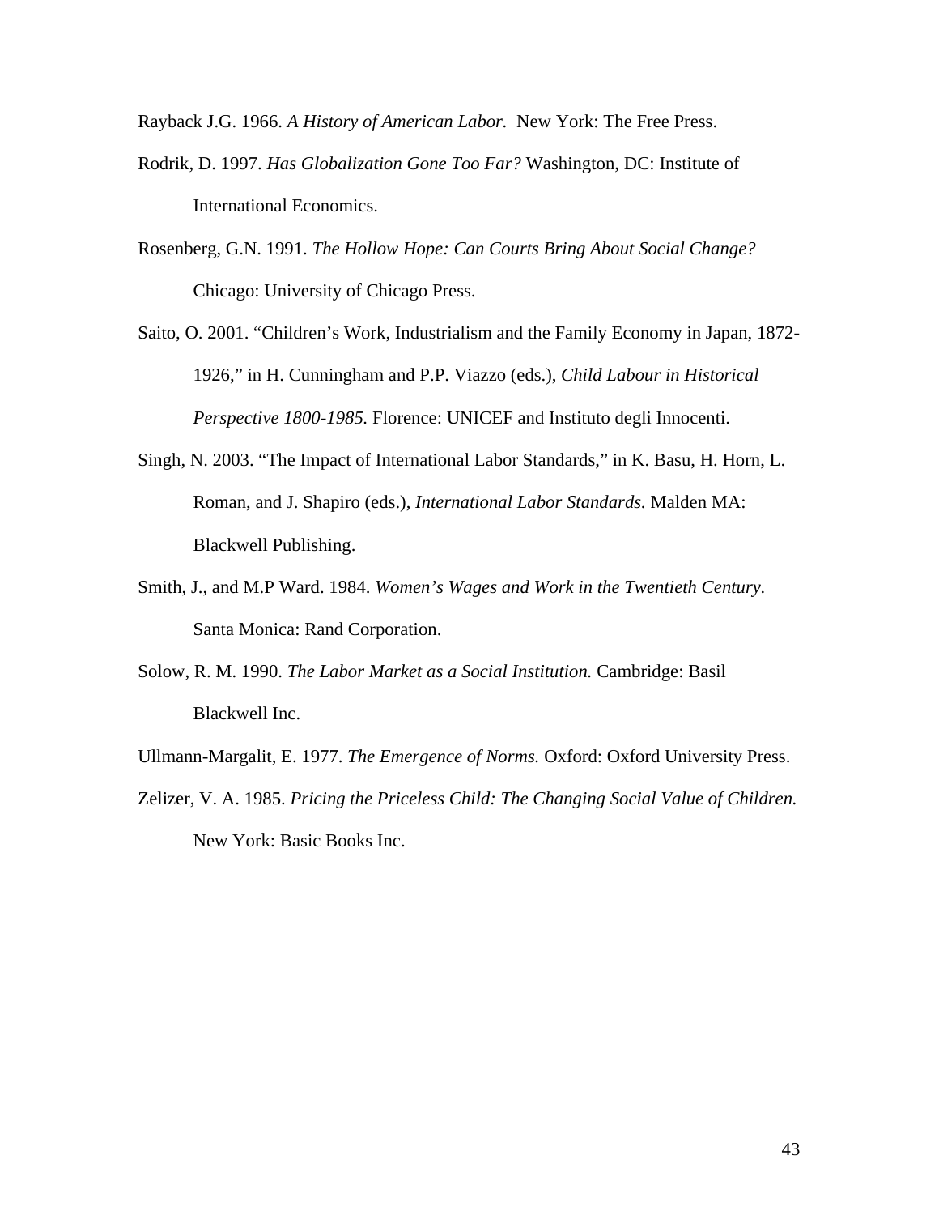Rayback J.G. 1966. *A History of American Labor.* New York: The Free Press.

Rodrik, D. 1997. *Has Globalization Gone Too Far?* Washington, DC: Institute of International Economics.

Rosenberg, G.N. 1991. *The Hollow Hope: Can Courts Bring About Social Change?* Chicago: University of Chicago Press.

Saito, O. 2001. "Children's Work, Industrialism and the Family Economy in Japan, 1872-1926," in H. Cunningham and P.P. Viazzo (eds.), *Child Labour in Historical Perspective 1800-1985.* Florence: UNICEF and Instituto degli Innocenti.

Singh, N. 2003. "The Impact of International Labor Standards," in K. Basu, H. Horn, L. Roman, and J. Shapiro (eds.), *International Labor Standards.* Malden MA: Blackwell Publishing.

Smith, J., and M.P Ward. 1984. *Women's Wages and Work in the Twentieth Century.* Santa Monica: Rand Corporation.

Solow, R. M. 1990. *The Labor Market as a Social Institution.* Cambridge: Basil Blackwell Inc.

Ullmann-Margalit, E. 1977. *The Emergence of Norms.* Oxford: Oxford University Press.

Zelizer, V. A. 1985. *Pricing the Priceless Child: The Changing Social Value of Children.* New York: Basic Books Inc.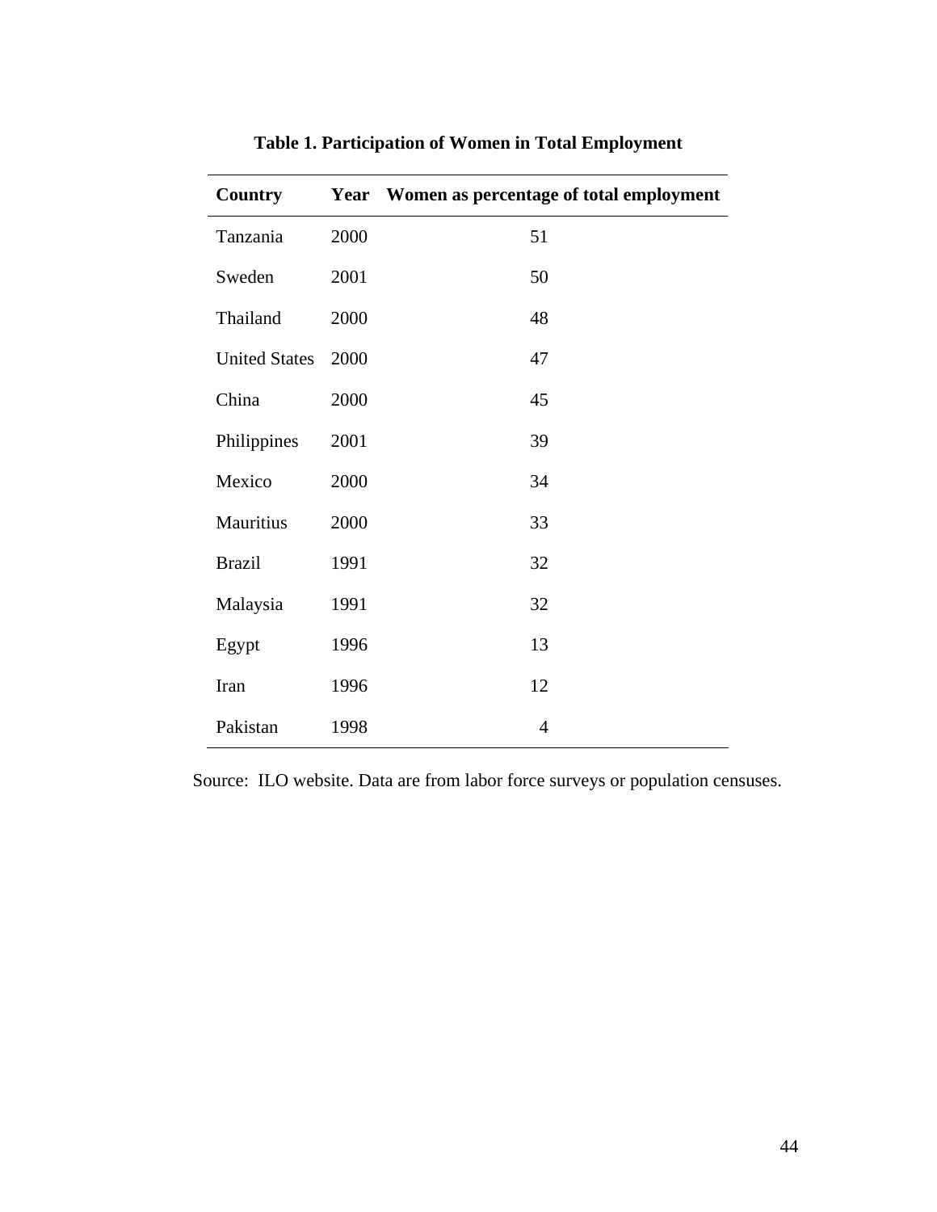**Table 1. Participation of Women in Total Employment**

| Country | Year | Women as percentage of total employment |
|---|---|---|
| Tanzania | 2000 | 51 |
| Sweden | 2001 | 50 |
| Thailand | 2000 | 48 |
| United States | 2000 | 47 |
| China | 2000 | 45 |
| Philippines | 2001 | 39 |
| Mexico | 2000 | 34 |
| Mauritius | 2000 | 33 |
| Brazil | 1991 | 32 |
| Malaysia | 1991 | 32 |
| Egypt | 1996 | 13 |
| Iran | 1996 | 12 |
| Pakistan | 1998 | 4 |

Source: ILO website. Data are from labor force surveys or population censuses.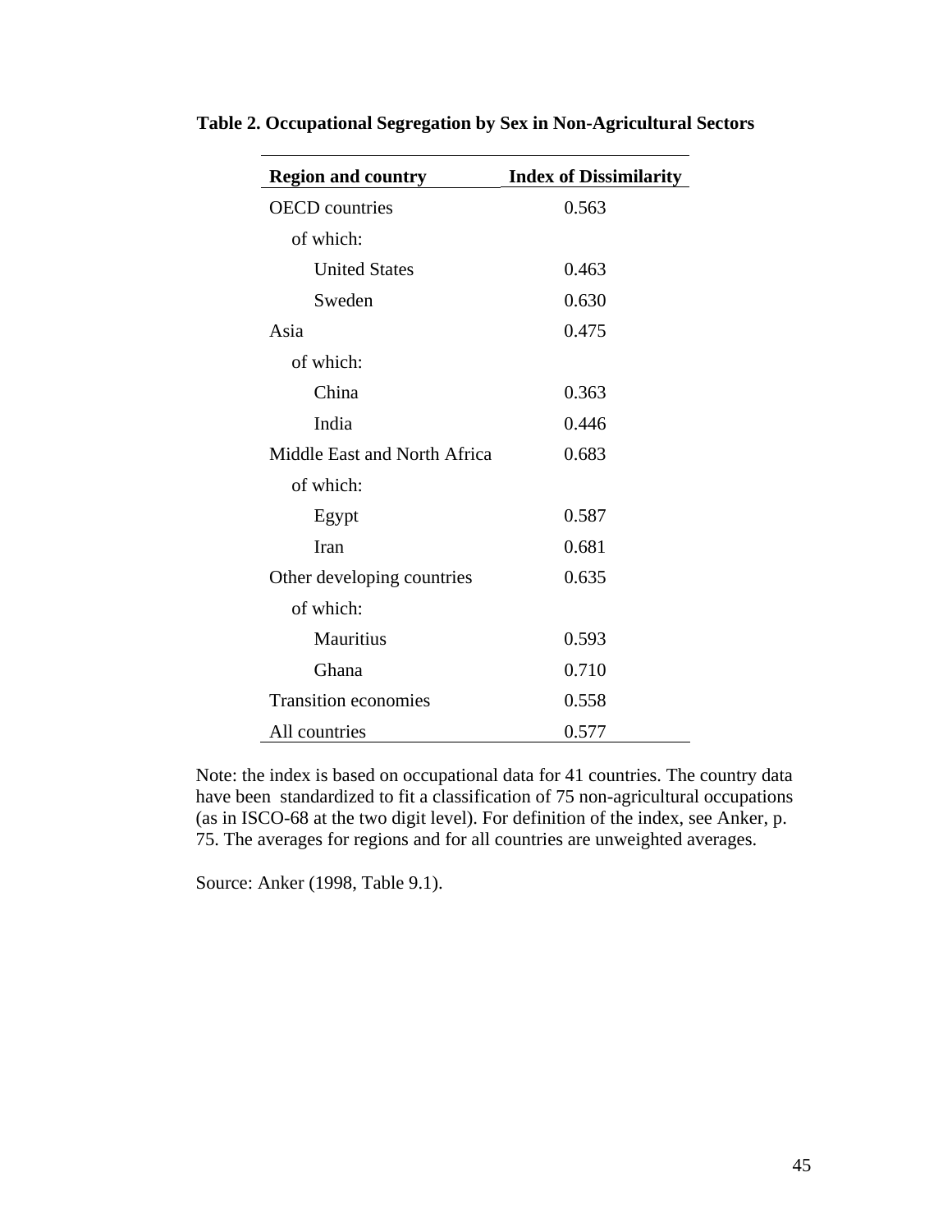**Table 2. Occupational Segregation by Sex in Non-Agricultural Sectors**

| Region and country | Index of Dissimilarity |
| --- | --- |
| OECD countries | 0.563 |
| of which: | |
| United States | 0.463 |
| Sweden | 0.630 |
| Asia | 0.475 |
| of which: | |
| China | 0.363 |
| India | 0.446 |
| Middle East and North Africa | 0.683 |
| of which: | |
| Egypt | 0.587 |
| Iran | 0.681 |
| Other developing countries | 0.635 |
| of which: | |
| Mauritius | 0.593 |
| Ghana | 0.710 |
| Transition economies | 0.558 |
| All countries | 0.577 |

Note: the index is based on occupational data for 41 countries. The country data have been standardized to fit a classification of 75 non-agricultural occupations (as in ISCO-68 at the two digit level). For definition of the index, see Anker, p. 75. The averages for regions and for all countries are unweighted averages.

Source: Anker (1998, Table 9.1).